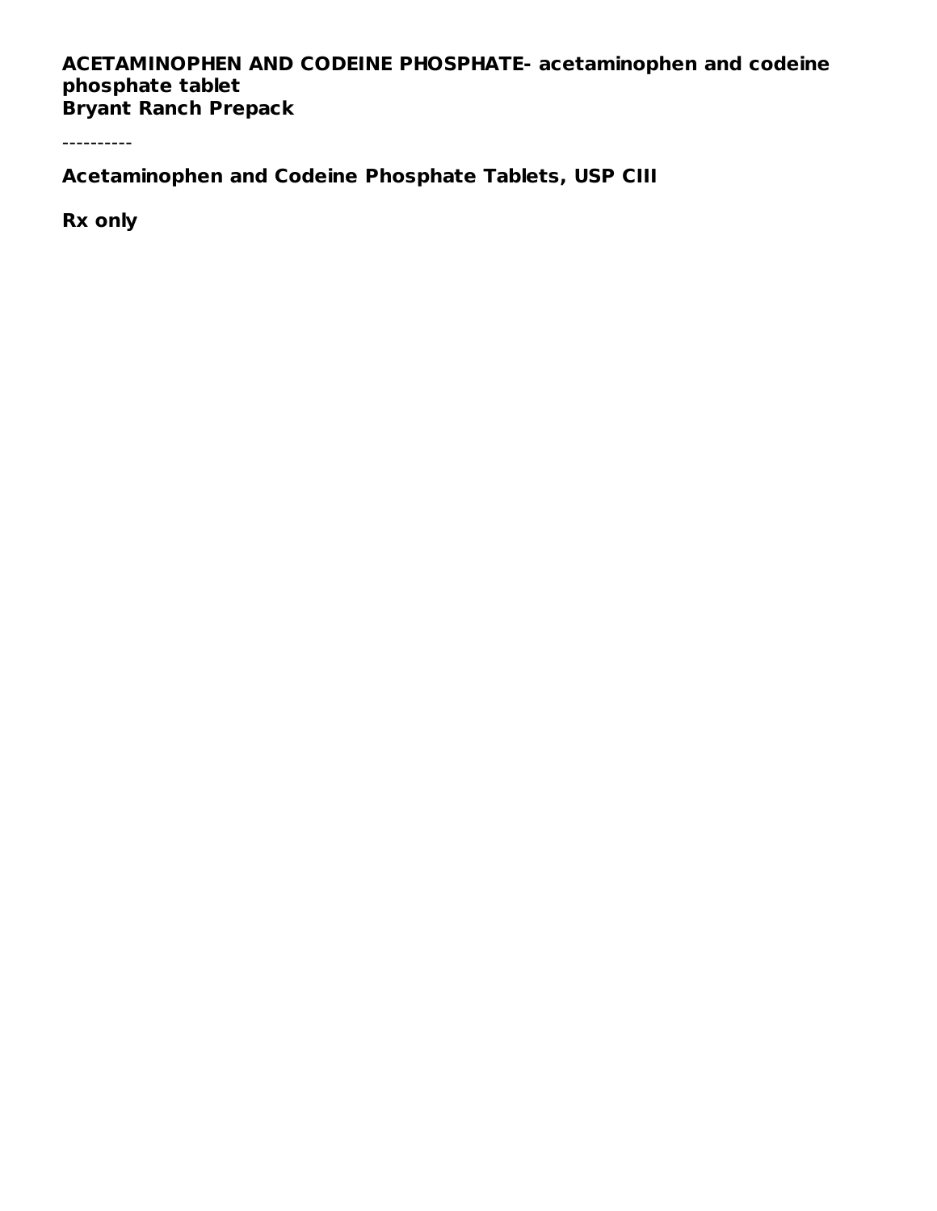**ACETAMINOPHEN AND CODEINE PHOSPHATE- acetaminophen and codeine phosphate tablet**
**Bryant Ranch Prepack**

----------

**Acetaminophen and Codeine Phosphate Tablets, USP CIII**

**Rx only**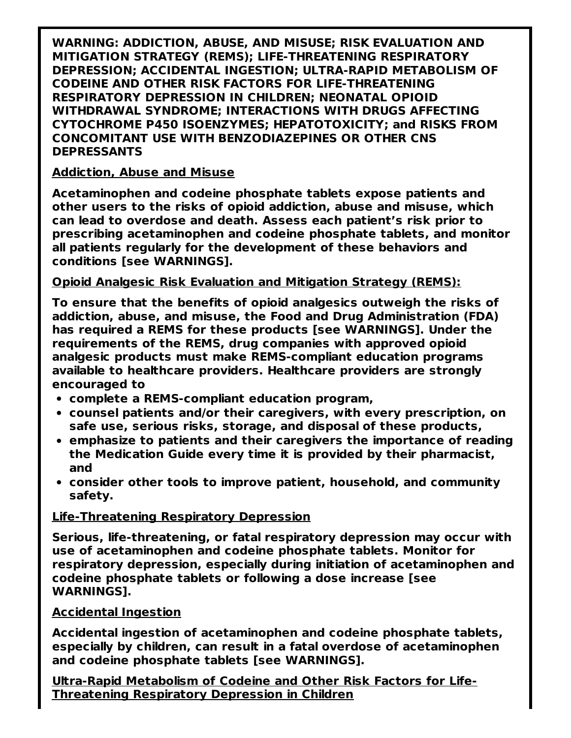**WARNING: ADDICTION, ABUSE, AND MISUSE; RISK EVALUATION AND MITIGATION STRATEGY (REMS); LIFE-THREATENING RESPIRATORY DEPRESSION; ACCIDENTAL INGESTION; ULTRA-RAPID METABOLISM OF CODEINE AND OTHER RISK FACTORS FOR LIFE-THREATENING RESPIRATORY DEPRESSION IN CHILDREN; NEONATAL OPIOID WITHDRAWAL SYNDROME; INTERACTIONS WITH DRUGS AFFECTING CYTOCHROME P450 ISOENZYMES; HEPATOTOXICITY; and RISKS FROM CONCOMITANT USE WITH BENZODIAZEPINES OR OTHER CNS DEPRESSANTS**

**Addiction, Abuse and Misuse**

**Acetaminophen and codeine phosphate tablets expose patients and other users to the risks of opioid addiction, abuse and misuse, which can lead to overdose and death. Assess each patient's risk prior to prescribing acetaminophen and codeine phosphate tablets, and monitor all patients regularly for the development of these behaviors and conditions [see WARNINGS].**

**Opioid Analgesic Risk Evaluation and Mitigation Strategy (REMS):**

**To ensure that the benefits of opioid analgesics outweigh the risks of addiction, abuse, and misuse, the Food and Drug Administration (FDA) has required a REMS for these products [see WARNINGS]. Under the requirements of the REMS, drug companies with approved opioid analgesic products must make REMS-compliant education programs available to healthcare providers. Healthcare providers are strongly encouraged to**

- **complete a REMS-compliant education program,**
- **counsel patients and/or their caregivers, with every prescription, on safe use, serious risks, storage, and disposal of these products,**
- **emphasize to patients and their caregivers the importance of reading the Medication Guide every time it is provided by their pharmacist, and**
- **consider other tools to improve patient, household, and community safety.**

**Life-Threatening Respiratory Depression**

**Serious, life-threatening, or fatal respiratory depression may occur with use of acetaminophen and codeine phosphate tablets. Monitor for respiratory depression, especially during initiation of acetaminophen and codeine phosphate tablets or following a dose increase [see WARNINGS].**

**Accidental Ingestion**

**Accidental ingestion of acetaminophen and codeine phosphate tablets, especially by children, can result in a fatal overdose of acetaminophen and codeine phosphate tablets [see WARNINGS].**

**Ultra-Rapid Metabolism of Codeine and Other Risk Factors for Life-Threatening Respiratory Depression in Children**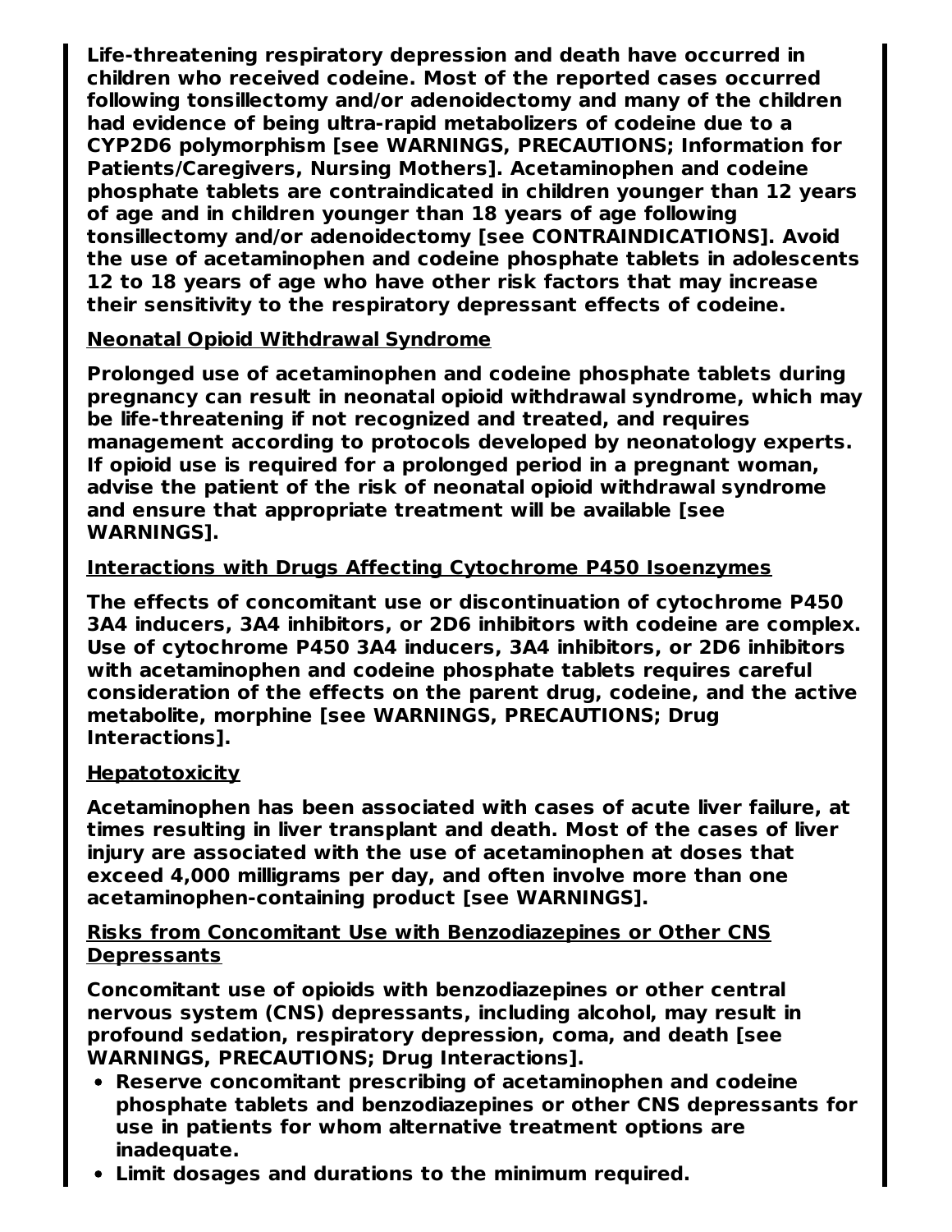**Life-threatening respiratory depression and death have occurred in children who received codeine. Most of the reported cases occurred following tonsillectomy and/or adenoidectomy and many of the children had evidence of being ultra-rapid metabolizers of codeine due to a CYP2D6 polymorphism [see WARNINGS, PRECAUTIONS; Information for Patients/Caregivers, Nursing Mothers]. Acetaminophen and codeine phosphate tablets are contraindicated in children younger than 12 years of age and in children younger than 18 years of age following tonsillectomy and/or adenoidectomy [see CONTRAINDICATIONS]. Avoid the use of acetaminophen and codeine phosphate tablets in adolescents 12 to 18 years of age who have other risk factors that may increase their sensitivity to the respiratory depressant effects of codeine.**

**Neonatal Opioid Withdrawal Syndrome**

**Prolonged use of acetaminophen and codeine phosphate tablets during pregnancy can result in neonatal opioid withdrawal syndrome, which may be life-threatening if not recognized and treated, and requires management according to protocols developed by neonatology experts. If opioid use is required for a prolonged period in a pregnant woman, advise the patient of the risk of neonatal opioid withdrawal syndrome and ensure that appropriate treatment will be available [see WARNINGS].**

**Interactions with Drugs Affecting Cytochrome P450 Isoenzymes**

**The effects of concomitant use or discontinuation of cytochrome P450 3A4 inducers, 3A4 inhibitors, or 2D6 inhibitors with codeine are complex. Use of cytochrome P450 3A4 inducers, 3A4 inhibitors, or 2D6 inhibitors with acetaminophen and codeine phosphate tablets requires careful consideration of the effects on the parent drug, codeine, and the active metabolite, morphine [see WARNINGS, PRECAUTIONS; Drug Interactions].**

**Hepatotoxicity**

**Acetaminophen has been associated with cases of acute liver failure, at times resulting in liver transplant and death. Most of the cases of liver injury are associated with the use of acetaminophen at doses that exceed 4,000 milligrams per day, and often involve more than one acetaminophen-containing product [see WARNINGS].**

**Risks from Concomitant Use with Benzodiazepines or Other CNS Depressants**

**Concomitant use of opioids with benzodiazepines or other central nervous system (CNS) depressants, including alcohol, may result in profound sedation, respiratory depression, coma, and death [see WARNINGS, PRECAUTIONS; Drug Interactions].**

- **Reserve concomitant prescribing of acetaminophen and codeine phosphate tablets and benzodiazepines or other CNS depressants for use in patients for whom alternative treatment options are inadequate.**
- **Limit dosages and durations to the minimum required.**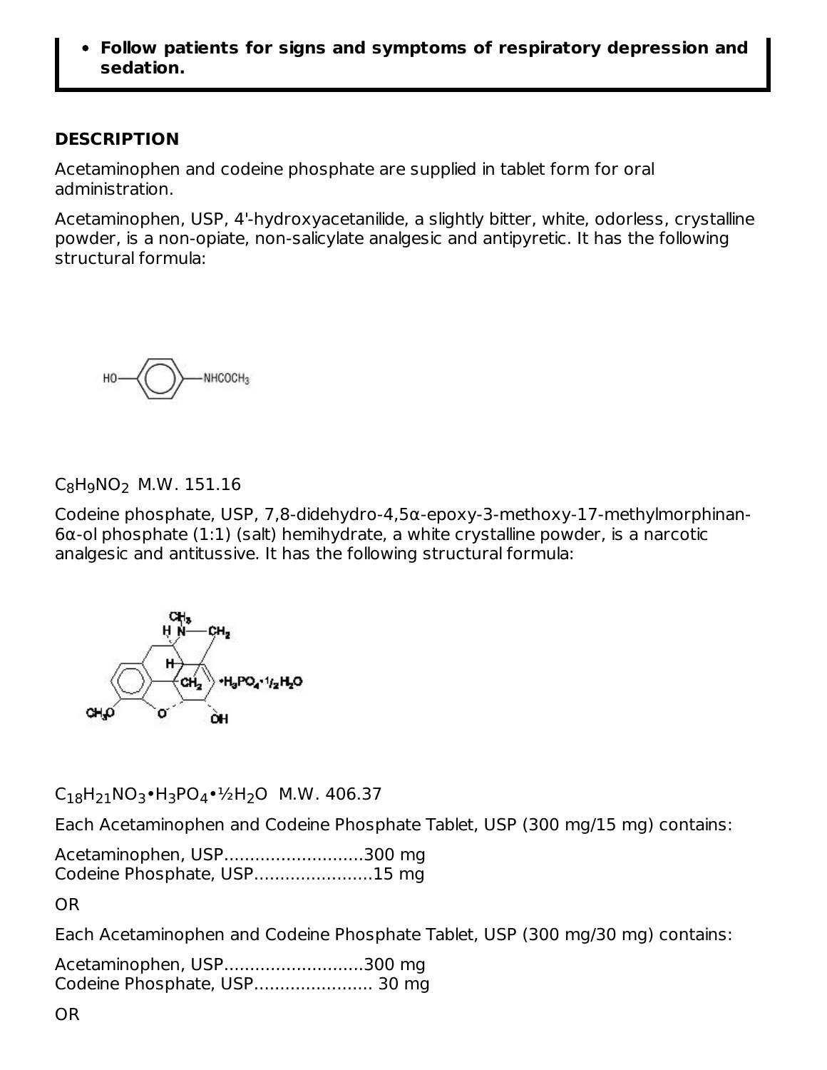- **Follow patients for signs and symptoms of respiratory depression and sedation.**

## DESCRIPTION

Acetaminophen and codeine phosphate are supplied in tablet form for oral administration.

Acetaminophen, USP, 4'-hydroxyacetanilide, a slightly bitter, white, odorless, crystalline powder, is a non-opiate, non-salicylate analgesic and antipyretic. It has the following structural formula:

$C_8H_9NO_2$ M.W. 151.16

Codeine phosphate, USP, 7,8-didehydro-4,5α-epoxy-3-methoxy-17-methylmorphinan-6α-ol phosphate (1:1) (salt) hemihydrate, a white crystalline powder, is a narcotic analgesic and antitussive. It has the following structural formula:

$C_{18}H_{21}NO_3 \cdot H_3PO_4 \cdot ½H_2O$ M.W. 406.37

Each Acetaminophen and Codeine Phosphate Tablet, USP (300 mg/15 mg) contains:

Acetaminophen, USP...........................300 mg
Codeine Phosphate, USP.......................15 mg

OR

Each Acetaminophen and Codeine Phosphate Tablet, USP (300 mg/30 mg) contains:

Acetaminophen, USP...........................300 mg
Codeine Phosphate, USP....................... 30 mg

OR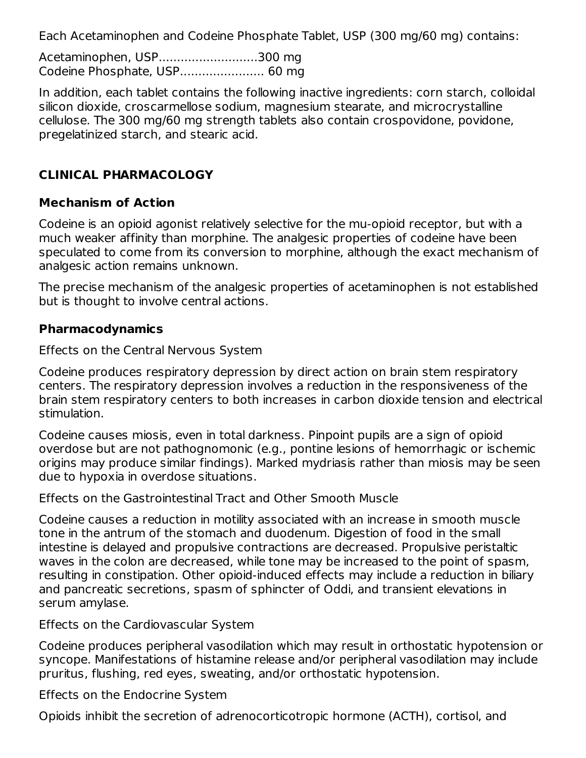Each Acetaminophen and Codeine Phosphate Tablet, USP (300 mg/60 mg) contains:

Acetaminophen, USP...........................300 mg
Codeine Phosphate, USP....................... 60 mg

In addition, each tablet contains the following inactive ingredients: corn starch, colloidal silicon dioxide, croscarmellose sodium, magnesium stearate, and microcrystalline cellulose. The 300 mg/60 mg strength tablets also contain crospovidone, povidone, pregelatinized starch, and stearic acid.

## CLINICAL PHARMACOLOGY

### Mechanism of Action

Codeine is an opioid agonist relatively selective for the mu-opioid receptor, but with a much weaker affinity than morphine. The analgesic properties of codeine have been speculated to come from its conversion to morphine, although the exact mechanism of analgesic action remains unknown.

The precise mechanism of the analgesic properties of acetaminophen is not established but is thought to involve central actions.

### Pharmacodynamics

Effects on the Central Nervous System

Codeine produces respiratory depression by direct action on brain stem respiratory centers. The respiratory depression involves a reduction in the responsiveness of the brain stem respiratory centers to both increases in carbon dioxide tension and electrical stimulation.

Codeine causes miosis, even in total darkness. Pinpoint pupils are a sign of opioid overdose but are not pathognomonic (e.g., pontine lesions of hemorrhagic or ischemic origins may produce similar findings). Marked mydriasis rather than miosis may be seen due to hypoxia in overdose situations.

Effects on the Gastrointestinal Tract and Other Smooth Muscle

Codeine causes a reduction in motility associated with an increase in smooth muscle tone in the antrum of the stomach and duodenum. Digestion of food in the small intestine is delayed and propulsive contractions are decreased. Propulsive peristaltic waves in the colon are decreased, while tone may be increased to the point of spasm, resulting in constipation. Other opioid-induced effects may include a reduction in biliary and pancreatic secretions, spasm of sphincter of Oddi, and transient elevations in serum amylase.

Effects on the Cardiovascular System

Codeine produces peripheral vasodilation which may result in orthostatic hypotension or syncope. Manifestations of histamine release and/or peripheral vasodilation may include pruritus, flushing, red eyes, sweating, and/or orthostatic hypotension.

Effects on the Endocrine System

Opioids inhibit the secretion of adrenocorticotropic hormone (ACTH), cortisol, and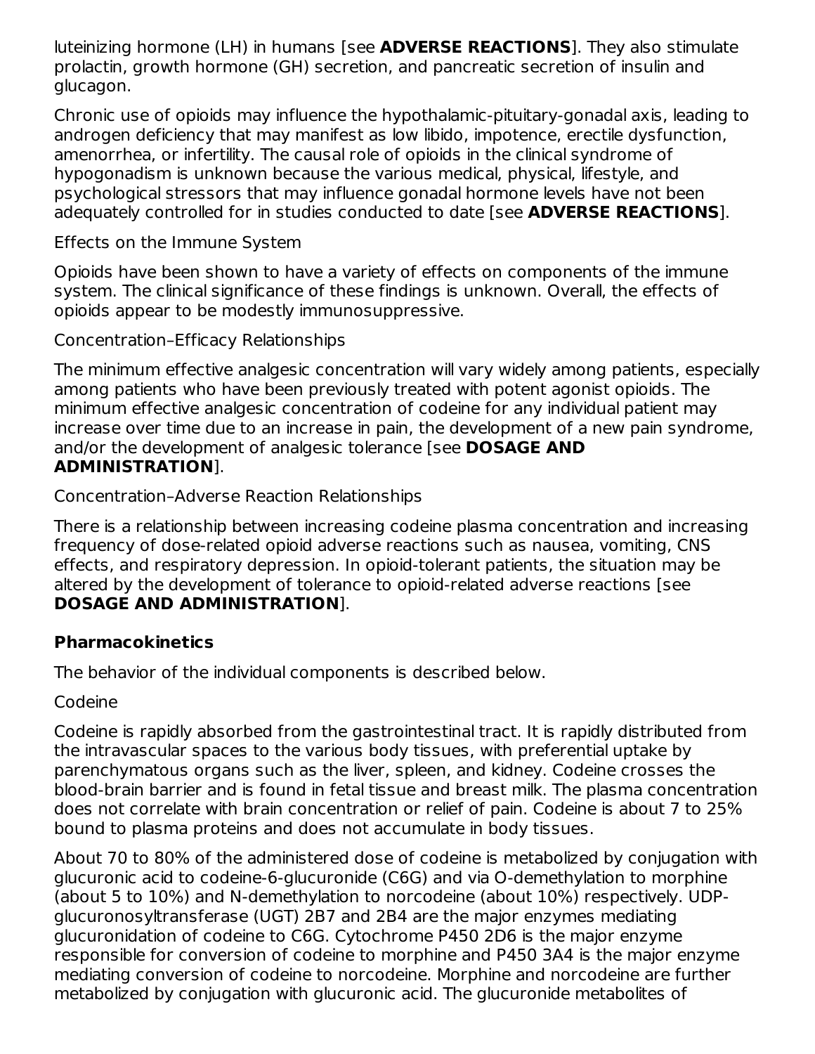luteinizing hormone (LH) in humans [see **ADVERSE REACTIONS**]. They also stimulate prolactin, growth hormone (GH) secretion, and pancreatic secretion of insulin and glucagon.

Chronic use of opioids may influence the hypothalamic-pituitary-gonadal axis, leading to androgen deficiency that may manifest as low libido, impotence, erectile dysfunction, amenorrhea, or infertility. The causal role of opioids in the clinical syndrome of hypogonadism is unknown because the various medical, physical, lifestyle, and psychological stressors that may influence gonadal hormone levels have not been adequately controlled for in studies conducted to date [see **ADVERSE REACTIONS**].

Effects on the Immune System

Opioids have been shown to have a variety of effects on components of the immune system. The clinical significance of these findings is unknown. Overall, the effects of opioids appear to be modestly immunosuppressive.

Concentration–Efficacy Relationships

The minimum effective analgesic concentration will vary widely among patients, especially among patients who have been previously treated with potent agonist opioids. The minimum effective analgesic concentration of codeine for any individual patient may increase over time due to an increase in pain, the development of a new pain syndrome, and/or the development of analgesic tolerance [see **DOSAGE AND ADMINISTRATION**].

Concentration–Adverse Reaction Relationships

There is a relationship between increasing codeine plasma concentration and increasing frequency of dose-related opioid adverse reactions such as nausea, vomiting, CNS effects, and respiratory depression. In opioid-tolerant patients, the situation may be altered by the development of tolerance to opioid-related adverse reactions [see **DOSAGE AND ADMINISTRATION**].

**Pharmacokinetics**

The behavior of the individual components is described below.

Codeine

Codeine is rapidly absorbed from the gastrointestinal tract. It is rapidly distributed from the intravascular spaces to the various body tissues, with preferential uptake by parenchymatous organs such as the liver, spleen, and kidney. Codeine crosses the blood-brain barrier and is found in fetal tissue and breast milk. The plasma concentration does not correlate with brain concentration or relief of pain. Codeine is about 7 to 25% bound to plasma proteins and does not accumulate in body tissues.

About 70 to 80% of the administered dose of codeine is metabolized by conjugation with glucuronic acid to codeine-6-glucuronide (C6G) and via O-demethylation to morphine (about 5 to 10%) and N-demethylation to norcodeine (about 10%) respectively. UDP-glucuronosyltransferase (UGT) 2B7 and 2B4 are the major enzymes mediating glucuronidation of codeine to C6G. Cytochrome P450 2D6 is the major enzyme responsible for conversion of codeine to morphine and P450 3A4 is the major enzyme mediating conversion of codeine to norcodeine. Morphine and norcodeine are further metabolized by conjugation with glucuronic acid. The glucuronide metabolites of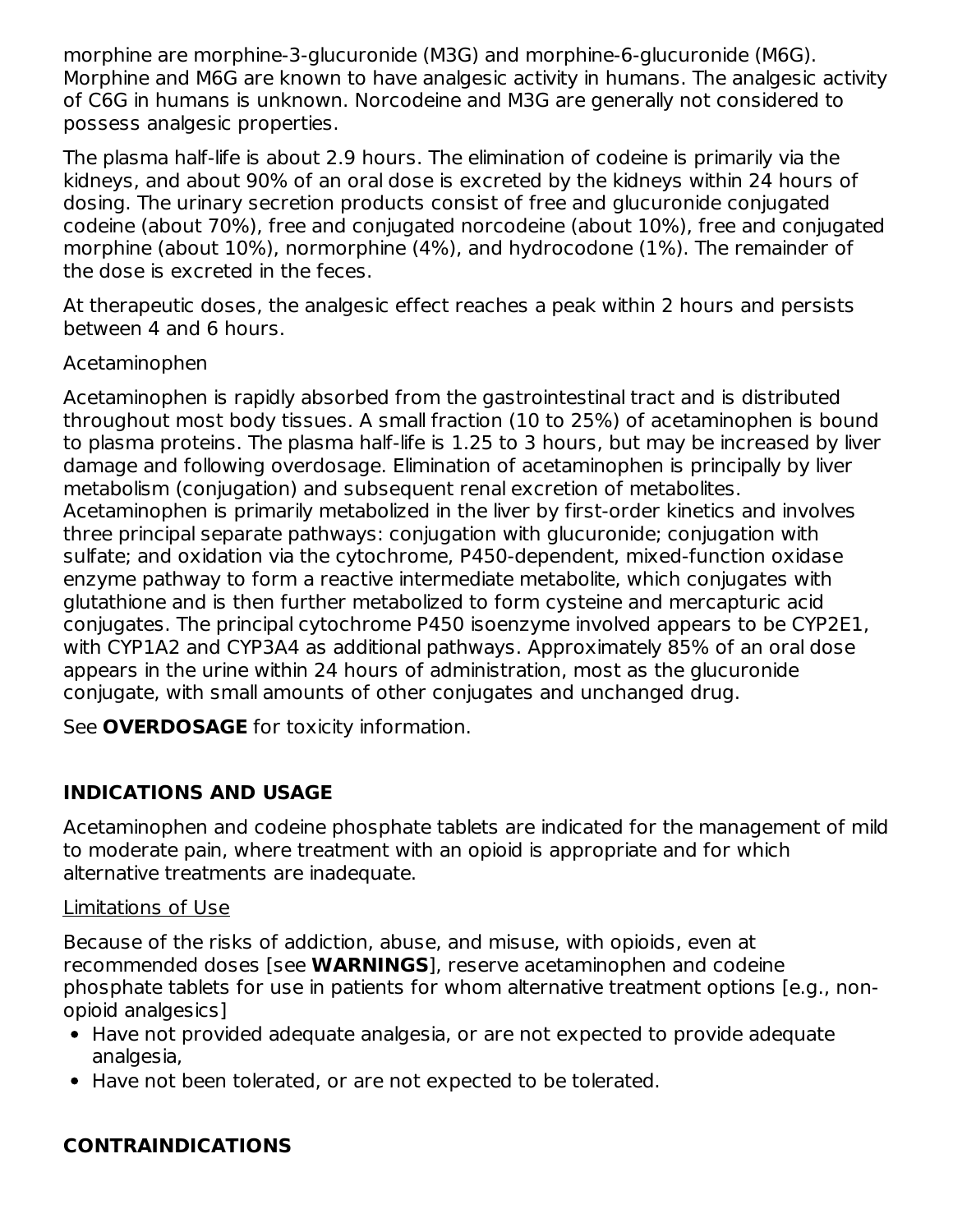morphine are morphine-3-glucuronide (M3G) and morphine-6-glucuronide (M6G). Morphine and M6G are known to have analgesic activity in humans. The analgesic activity of C6G in humans is unknown. Norcodeine and M3G are generally not considered to possess analgesic properties.

The plasma half-life is about 2.9 hours. The elimination of codeine is primarily via the kidneys, and about 90% of an oral dose is excreted by the kidneys within 24 hours of dosing. The urinary secretion products consist of free and glucuronide conjugated codeine (about 70%), free and conjugated norcodeine (about 10%), free and conjugated morphine (about 10%), normorphine (4%), and hydrocodone (1%). The remainder of the dose is excreted in the feces.

At therapeutic doses, the analgesic effect reaches a peak within 2 hours and persists between 4 and 6 hours.

Acetaminophen

Acetaminophen is rapidly absorbed from the gastrointestinal tract and is distributed throughout most body tissues. A small fraction (10 to 25%) of acetaminophen is bound to plasma proteins. The plasma half-life is 1.25 to 3 hours, but may be increased by liver damage and following overdosage. Elimination of acetaminophen is principally by liver metabolism (conjugation) and subsequent renal excretion of metabolites. Acetaminophen is primarily metabolized in the liver by first-order kinetics and involves three principal separate pathways: conjugation with glucuronide; conjugation with sulfate; and oxidation via the cytochrome, P450-dependent, mixed-function oxidase enzyme pathway to form a reactive intermediate metabolite, which conjugates with glutathione and is then further metabolized to form cysteine and mercapturic acid conjugates. The principal cytochrome P450 isoenzyme involved appears to be CYP2E1, with CYP1A2 and CYP3A4 as additional pathways. Approximately 85% of an oral dose appears in the urine within 24 hours of administration, most as the glucuronide conjugate, with small amounts of other conjugates and unchanged drug.

See **OVERDOSAGE** for toxicity information.

## INDICATIONS AND USAGE

Acetaminophen and codeine phosphate tablets are indicated for the management of mild to moderate pain, where treatment with an opioid is appropriate and for which alternative treatments are inadequate.

Limitations of Use

Because of the risks of addiction, abuse, and misuse, with opioids, even at recommended doses [see **WARNINGS**], reserve acetaminophen and codeine phosphate tablets for use in patients for whom alternative treatment options [e.g., non-opioid analgesics]

- Have not provided adequate analgesia, or are not expected to provide adequate analgesia,
- Have not been tolerated, or are not expected to be tolerated.

## CONTRAINDICATIONS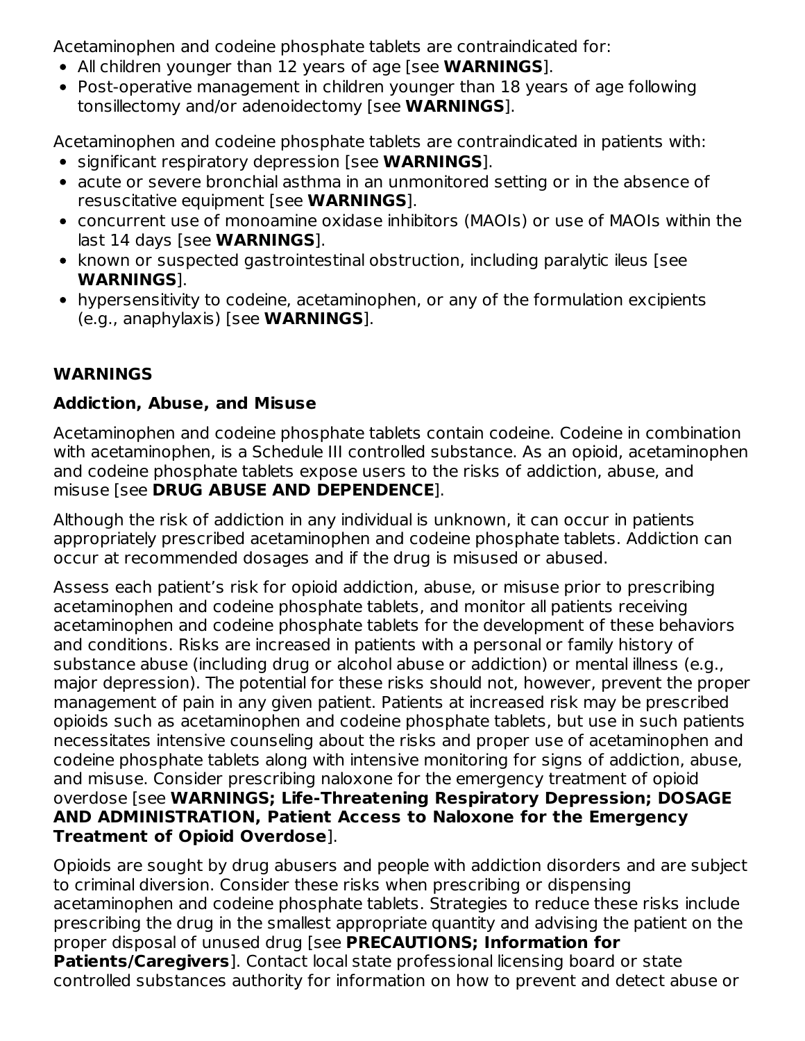Acetaminophen and codeine phosphate tablets are contraindicated for:

- All children younger than 12 years of age [see **WARNINGS**].
- Post-operative management in children younger than 18 years of age following tonsillectomy and/or adenoidectomy [see **WARNINGS**].

Acetaminophen and codeine phosphate tablets are contraindicated in patients with:

- significant respiratory depression [see **WARNINGS**].
- acute or severe bronchial asthma in an unmonitored setting or in the absence of resuscitative equipment [see **WARNINGS**].
- concurrent use of monoamine oxidase inhibitors (MAOIs) or use of MAOIs within the last 14 days [see **WARNINGS**].
- known or suspected gastrointestinal obstruction, including paralytic ileus [see **WARNINGS**].
- hypersensitivity to codeine, acetaminophen, or any of the formulation excipients (e.g., anaphylaxis) [see **WARNINGS**].

## WARNINGS

### Addiction, Abuse, and Misuse

Acetaminophen and codeine phosphate tablets contain codeine. Codeine in combination with acetaminophen, is a Schedule III controlled substance. As an opioid, acetaminophen and codeine phosphate tablets expose users to the risks of addiction, abuse, and misuse [see **DRUG ABUSE AND DEPENDENCE**].

Although the risk of addiction in any individual is unknown, it can occur in patients appropriately prescribed acetaminophen and codeine phosphate tablets. Addiction can occur at recommended dosages and if the drug is misused or abused.

Assess each patient's risk for opioid addiction, abuse, or misuse prior to prescribing acetaminophen and codeine phosphate tablets, and monitor all patients receiving acetaminophen and codeine phosphate tablets for the development of these behaviors and conditions. Risks are increased in patients with a personal or family history of substance abuse (including drug or alcohol abuse or addiction) or mental illness (e.g., major depression). The potential for these risks should not, however, prevent the proper management of pain in any given patient. Patients at increased risk may be prescribed opioids such as acetaminophen and codeine phosphate tablets, but use in such patients necessitates intensive counseling about the risks and proper use of acetaminophen and codeine phosphate tablets along with intensive monitoring for signs of addiction, abuse, and misuse. Consider prescribing naloxone for the emergency treatment of opioid overdose [see **WARNINGS; Life-Threatening Respiratory Depression; DOSAGE AND ADMINISTRATION, Patient Access to Naloxone for the Emergency Treatment of Opioid Overdose**].

Opioids are sought by drug abusers and people with addiction disorders and are subject to criminal diversion. Consider these risks when prescribing or dispensing acetaminophen and codeine phosphate tablets. Strategies to reduce these risks include prescribing the drug in the smallest appropriate quantity and advising the patient on the proper disposal of unused drug [see **PRECAUTIONS; Information for Patients/Caregivers**]. Contact local state professional licensing board or state controlled substances authority for information on how to prevent and detect abuse or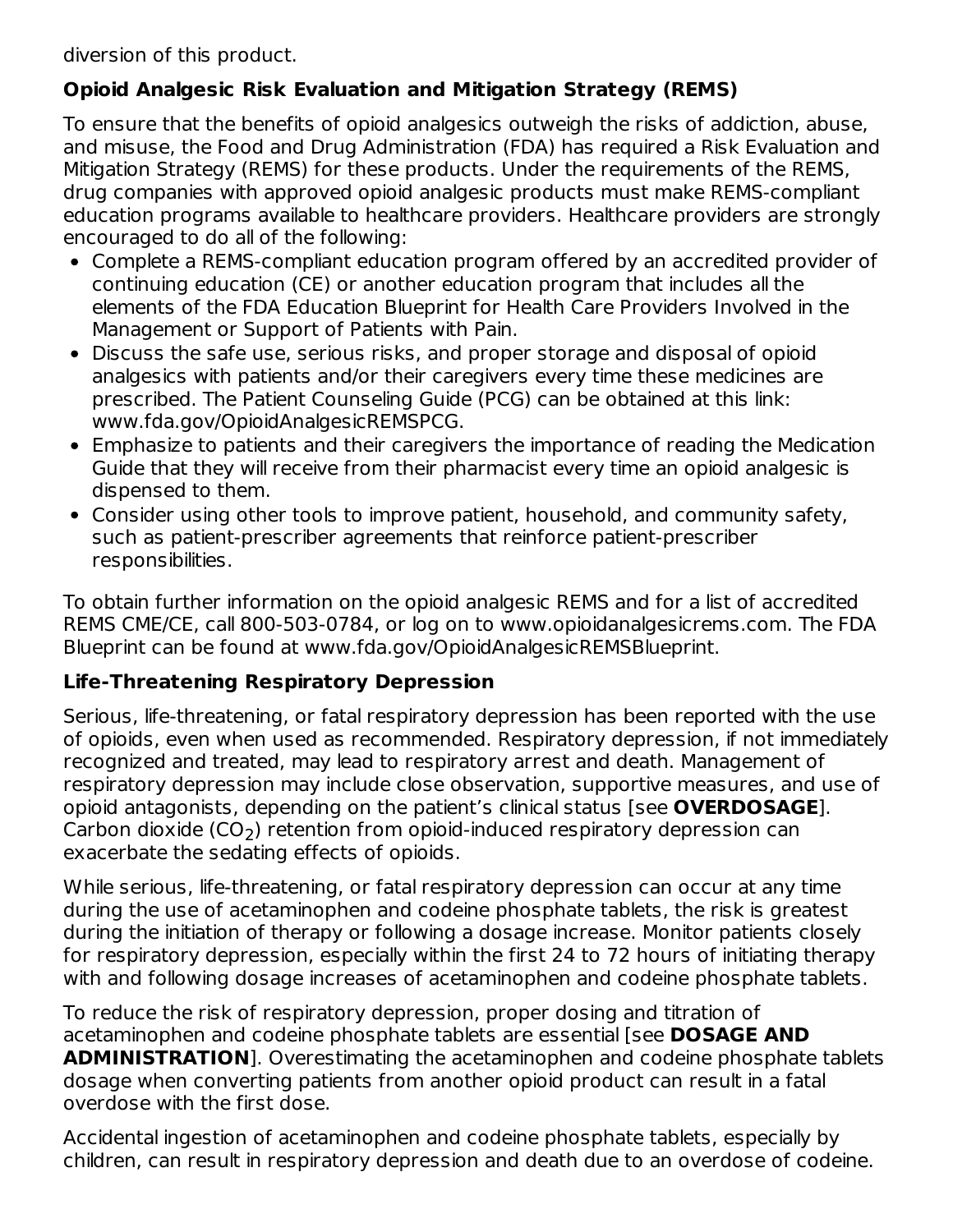diversion of this product.

**Opioid Analgesic Risk Evaluation and Mitigation Strategy (REMS)**

To ensure that the benefits of opioid analgesics outweigh the risks of addiction, abuse, and misuse, the Food and Drug Administration (FDA) has required a Risk Evaluation and Mitigation Strategy (REMS) for these products. Under the requirements of the REMS, drug companies with approved opioid analgesic products must make REMS-compliant education programs available to healthcare providers. Healthcare providers are strongly encouraged to do all of the following:

- Complete a REMS-compliant education program offered by an accredited provider of continuing education (CE) or another education program that includes all the elements of the FDA Education Blueprint for Health Care Providers Involved in the Management or Support of Patients with Pain.
- Discuss the safe use, serious risks, and proper storage and disposal of opioid analgesics with patients and/or their caregivers every time these medicines are prescribed. The Patient Counseling Guide (PCG) can be obtained at this link: www.fda.gov/OpioidAnalgesicREMSPCG.
- Emphasize to patients and their caregivers the importance of reading the Medication Guide that they will receive from their pharmacist every time an opioid analgesic is dispensed to them.
- Consider using other tools to improve patient, household, and community safety, such as patient-prescriber agreements that reinforce patient-prescriber responsibilities.

To obtain further information on the opioid analgesic REMS and for a list of accredited REMS CME/CE, call 800-503-0784, or log on to www.opioidanalgesicrems.com. The FDA Blueprint can be found at www.fda.gov/OpioidAnalgesicREMSBlueprint.

**Life-Threatening Respiratory Depression**

Serious, life-threatening, or fatal respiratory depression has been reported with the use of opioids, even when used as recommended. Respiratory depression, if not immediately recognized and treated, may lead to respiratory arrest and death. Management of respiratory depression may include close observation, supportive measures, and use of opioid antagonists, depending on the patient's clinical status [see **OVERDOSAGE**]. Carbon dioxide ($CO_2$) retention from opioid-induced respiratory depression can exacerbate the sedating effects of opioids.

While serious, life-threatening, or fatal respiratory depression can occur at any time during the use of acetaminophen and codeine phosphate tablets, the risk is greatest during the initiation of therapy or following a dosage increase. Monitor patients closely for respiratory depression, especially within the first 24 to 72 hours of initiating therapy with and following dosage increases of acetaminophen and codeine phosphate tablets.

To reduce the risk of respiratory depression, proper dosing and titration of acetaminophen and codeine phosphate tablets are essential [see **DOSAGE AND ADMINISTRATION**]. Overestimating the acetaminophen and codeine phosphate tablets dosage when converting patients from another opioid product can result in a fatal overdose with the first dose.

Accidental ingestion of acetaminophen and codeine phosphate tablets, especially by children, can result in respiratory depression and death due to an overdose of codeine.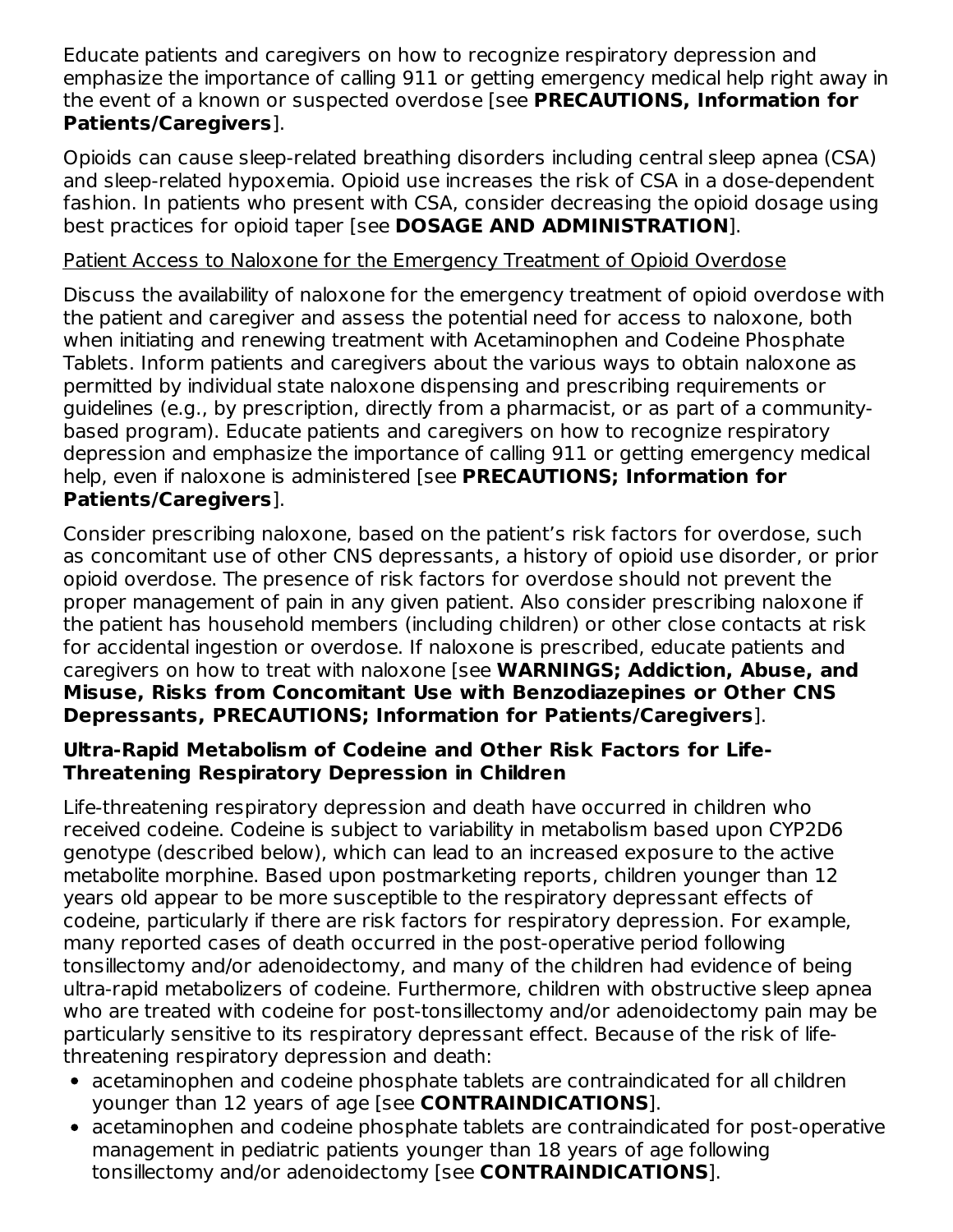Educate patients and caregivers on how to recognize respiratory depression and emphasize the importance of calling 911 or getting emergency medical help right away in the event of a known or suspected overdose [see **PRECAUTIONS, Information for Patients/Caregivers**].

Opioids can cause sleep-related breathing disorders including central sleep apnea (CSA) and sleep-related hypoxemia. Opioid use increases the risk of CSA in a dose-dependent fashion. In patients who present with CSA, consider decreasing the opioid dosage using best practices for opioid taper [see **DOSAGE AND ADMINISTRATION**].

Patient Access to Naloxone for the Emergency Treatment of Opioid Overdose

Discuss the availability of naloxone for the emergency treatment of opioid overdose with the patient and caregiver and assess the potential need for access to naloxone, both when initiating and renewing treatment with Acetaminophen and Codeine Phosphate Tablets. Inform patients and caregivers about the various ways to obtain naloxone as permitted by individual state naloxone dispensing and prescribing requirements or guidelines (e.g., by prescription, directly from a pharmacist, or as part of a community-based program). Educate patients and caregivers on how to recognize respiratory depression and emphasize the importance of calling 911 or getting emergency medical help, even if naloxone is administered [see **PRECAUTIONS; Information for Patients/Caregivers**].

Consider prescribing naloxone, based on the patient's risk factors for overdose, such as concomitant use of other CNS depressants, a history of opioid use disorder, or prior opioid overdose. The presence of risk factors for overdose should not prevent the proper management of pain in any given patient. Also consider prescribing naloxone if the patient has household members (including children) or other close contacts at risk for accidental ingestion or overdose. If naloxone is prescribed, educate patients and caregivers on how to treat with naloxone [see **WARNINGS; Addiction, Abuse, and Misuse, Risks from Concomitant Use with Benzodiazepines or Other CNS Depressants, PRECAUTIONS; Information for Patients/Caregivers**].

**Ultra-Rapid Metabolism of Codeine and Other Risk Factors for Life-Threatening Respiratory Depression in Children**

Life-threatening respiratory depression and death have occurred in children who received codeine. Codeine is subject to variability in metabolism based upon CYP2D6 genotype (described below), which can lead to an increased exposure to the active metabolite morphine. Based upon postmarketing reports, children younger than 12 years old appear to be more susceptible to the respiratory depressant effects of codeine, particularly if there are risk factors for respiratory depression. For example, many reported cases of death occurred in the post-operative period following tonsillectomy and/or adenoidectomy, and many of the children had evidence of being ultra-rapid metabolizers of codeine. Furthermore, children with obstructive sleep apnea who are treated with codeine for post-tonsillectomy and/or adenoidectomy pain may be particularly sensitive to its respiratory depressant effect. Because of the risk of life-threatening respiratory depression and death:

- acetaminophen and codeine phosphate tablets are contraindicated for all children younger than 12 years of age [see **CONTRAINDICATIONS**].
- acetaminophen and codeine phosphate tablets are contraindicated for post-operative management in pediatric patients younger than 18 years of age following tonsillectomy and/or adenoidectomy [see **CONTRAINDICATIONS**].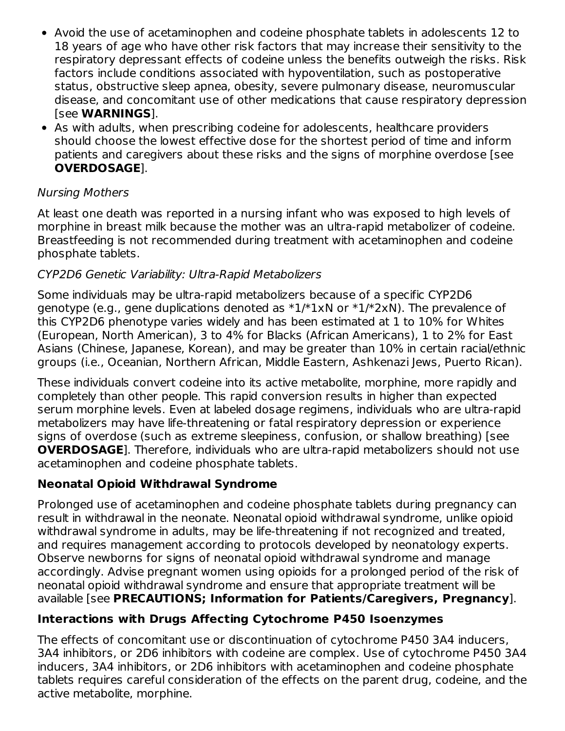- Avoid the use of acetaminophen and codeine phosphate tablets in adolescents 12 to 18 years of age who have other risk factors that may increase their sensitivity to the respiratory depressant effects of codeine unless the benefits outweigh the risks. Risk factors include conditions associated with hypoventilation, such as postoperative status, obstructive sleep apnea, obesity, severe pulmonary disease, neuromuscular disease, and concomitant use of other medications that cause respiratory depression [see **WARNINGS**].
- As with adults, when prescribing codeine for adolescents, healthcare providers should choose the lowest effective dose for the shortest period of time and inform patients and caregivers about these risks and the signs of morphine overdose [see **OVERDOSAGE**].

*Nursing Mothers*

At least one death was reported in a nursing infant who was exposed to high levels of morphine in breast milk because the mother was an ultra-rapid metabolizer of codeine. Breastfeeding is not recommended during treatment with acetaminophen and codeine phosphate tablets.

*CYP2D6 Genetic Variability: Ultra-Rapid Metabolizers*

Some individuals may be ultra-rapid metabolizers because of a specific CYP2D6 genotype (e.g., gene duplications denoted as *1/*1xN or *1/*2xN). The prevalence of this CYP2D6 phenotype varies widely and has been estimated at 1 to 10% for Whites (European, North American), 3 to 4% for Blacks (African Americans), 1 to 2% for East Asians (Chinese, Japanese, Korean), and may be greater than 10% in certain racial/ethnic groups (i.e., Oceanian, Northern African, Middle Eastern, Ashkenazi Jews, Puerto Rican).

These individuals convert codeine into its active metabolite, morphine, more rapidly and completely than other people. This rapid conversion results in higher than expected serum morphine levels. Even at labeled dosage regimens, individuals who are ultra-rapid metabolizers may have life-threatening or fatal respiratory depression or experience signs of overdose (such as extreme sleepiness, confusion, or shallow breathing) [see **OVERDOSAGE**]. Therefore, individuals who are ultra-rapid metabolizers should not use acetaminophen and codeine phosphate tablets.

**Neonatal Opioid Withdrawal Syndrome**

Prolonged use of acetaminophen and codeine phosphate tablets during pregnancy can result in withdrawal in the neonate. Neonatal opioid withdrawal syndrome, unlike opioid withdrawal syndrome in adults, may be life-threatening if not recognized and treated, and requires management according to protocols developed by neonatology experts. Observe newborns for signs of neonatal opioid withdrawal syndrome and manage accordingly. Advise pregnant women using opioids for a prolonged period of the risk of neonatal opioid withdrawal syndrome and ensure that appropriate treatment will be available [see **PRECAUTIONS; Information for Patients/Caregivers, Pregnancy**].

**Interactions with Drugs Affecting Cytochrome P450 Isoenzymes**

The effects of concomitant use or discontinuation of cytochrome P450 3A4 inducers, 3A4 inhibitors, or 2D6 inhibitors with codeine are complex. Use of cytochrome P450 3A4 inducers, 3A4 inhibitors, or 2D6 inhibitors with acetaminophen and codeine phosphate tablets requires careful consideration of the effects on the parent drug, codeine, and the active metabolite, morphine.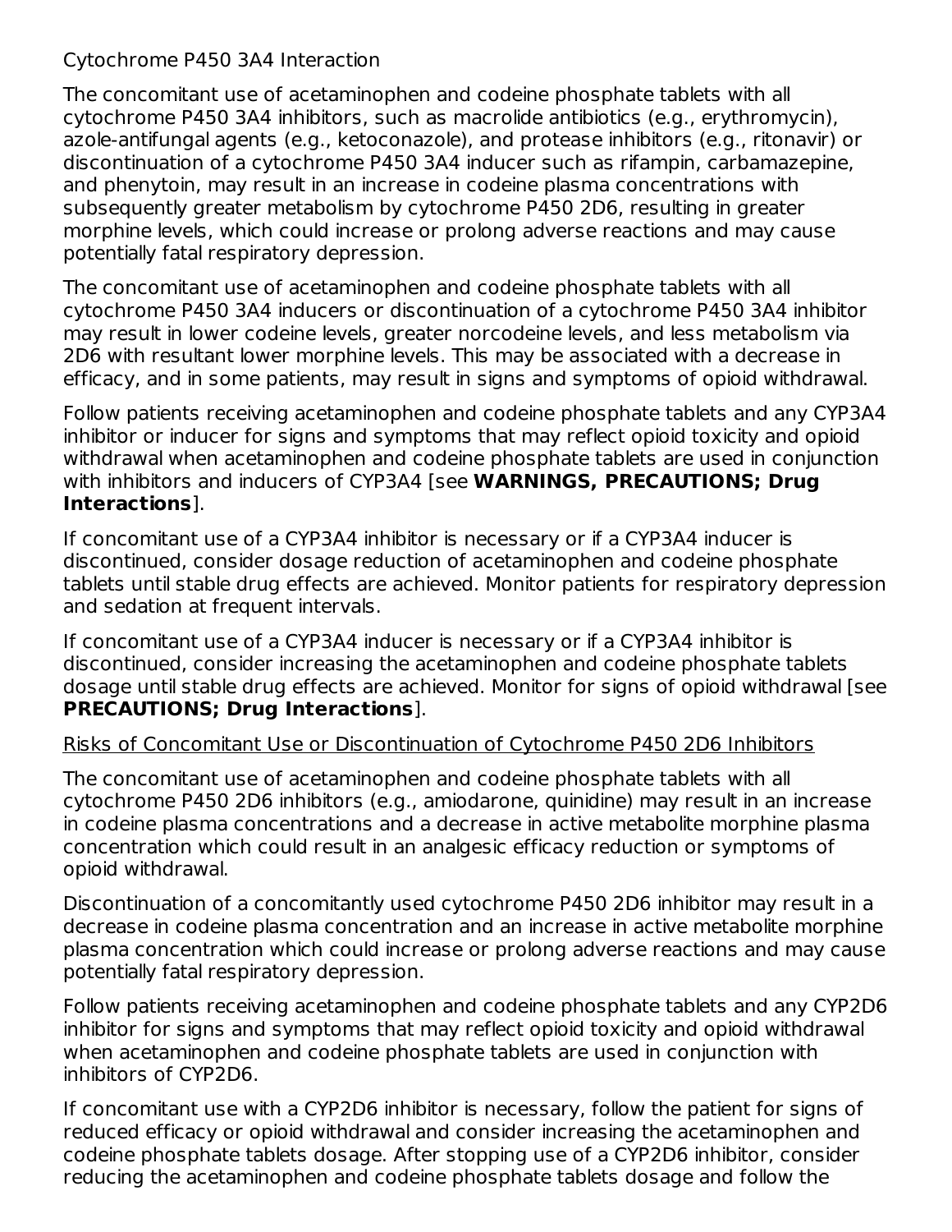Cytochrome P450 3A4 Interaction

The concomitant use of acetaminophen and codeine phosphate tablets with all cytochrome P450 3A4 inhibitors, such as macrolide antibiotics (e.g., erythromycin), azole-antifungal agents (e.g., ketoconazole), and protease inhibitors (e.g., ritonavir) or discontinuation of a cytochrome P450 3A4 inducer such as rifampin, carbamazepine, and phenytoin, may result in an increase in codeine plasma concentrations with subsequently greater metabolism by cytochrome P450 2D6, resulting in greater morphine levels, which could increase or prolong adverse reactions and may cause potentially fatal respiratory depression.

The concomitant use of acetaminophen and codeine phosphate tablets with all cytochrome P450 3A4 inducers or discontinuation of a cytochrome P450 3A4 inhibitor may result in lower codeine levels, greater norcodeine levels, and less metabolism via 2D6 with resultant lower morphine levels. This may be associated with a decrease in efficacy, and in some patients, may result in signs and symptoms of opioid withdrawal.

Follow patients receiving acetaminophen and codeine phosphate tablets and any CYP3A4 inhibitor or inducer for signs and symptoms that may reflect opioid toxicity and opioid withdrawal when acetaminophen and codeine phosphate tablets are used in conjunction with inhibitors and inducers of CYP3A4 [see **WARNINGS, PRECAUTIONS; Drug Interactions**].

If concomitant use of a CYP3A4 inhibitor is necessary or if a CYP3A4 inducer is discontinued, consider dosage reduction of acetaminophen and codeine phosphate tablets until stable drug effects are achieved. Monitor patients for respiratory depression and sedation at frequent intervals.

If concomitant use of a CYP3A4 inducer is necessary or if a CYP3A4 inhibitor is discontinued, consider increasing the acetaminophen and codeine phosphate tablets dosage until stable drug effects are achieved. Monitor for signs of opioid withdrawal [see **PRECAUTIONS; Drug Interactions**].

Risks of Concomitant Use or Discontinuation of Cytochrome P450 2D6 Inhibitors

The concomitant use of acetaminophen and codeine phosphate tablets with all cytochrome P450 2D6 inhibitors (e.g., amiodarone, quinidine) may result in an increase in codeine plasma concentrations and a decrease in active metabolite morphine plasma concentration which could result in an analgesic efficacy reduction or symptoms of opioid withdrawal.

Discontinuation of a concomitantly used cytochrome P450 2D6 inhibitor may result in a decrease in codeine plasma concentration and an increase in active metabolite morphine plasma concentration which could increase or prolong adverse reactions and may cause potentially fatal respiratory depression.

Follow patients receiving acetaminophen and codeine phosphate tablets and any CYP2D6 inhibitor for signs and symptoms that may reflect opioid toxicity and opioid withdrawal when acetaminophen and codeine phosphate tablets are used in conjunction with inhibitors of CYP2D6.

If concomitant use with a CYP2D6 inhibitor is necessary, follow the patient for signs of reduced efficacy or opioid withdrawal and consider increasing the acetaminophen and codeine phosphate tablets dosage. After stopping use of a CYP2D6 inhibitor, consider reducing the acetaminophen and codeine phosphate tablets dosage and follow the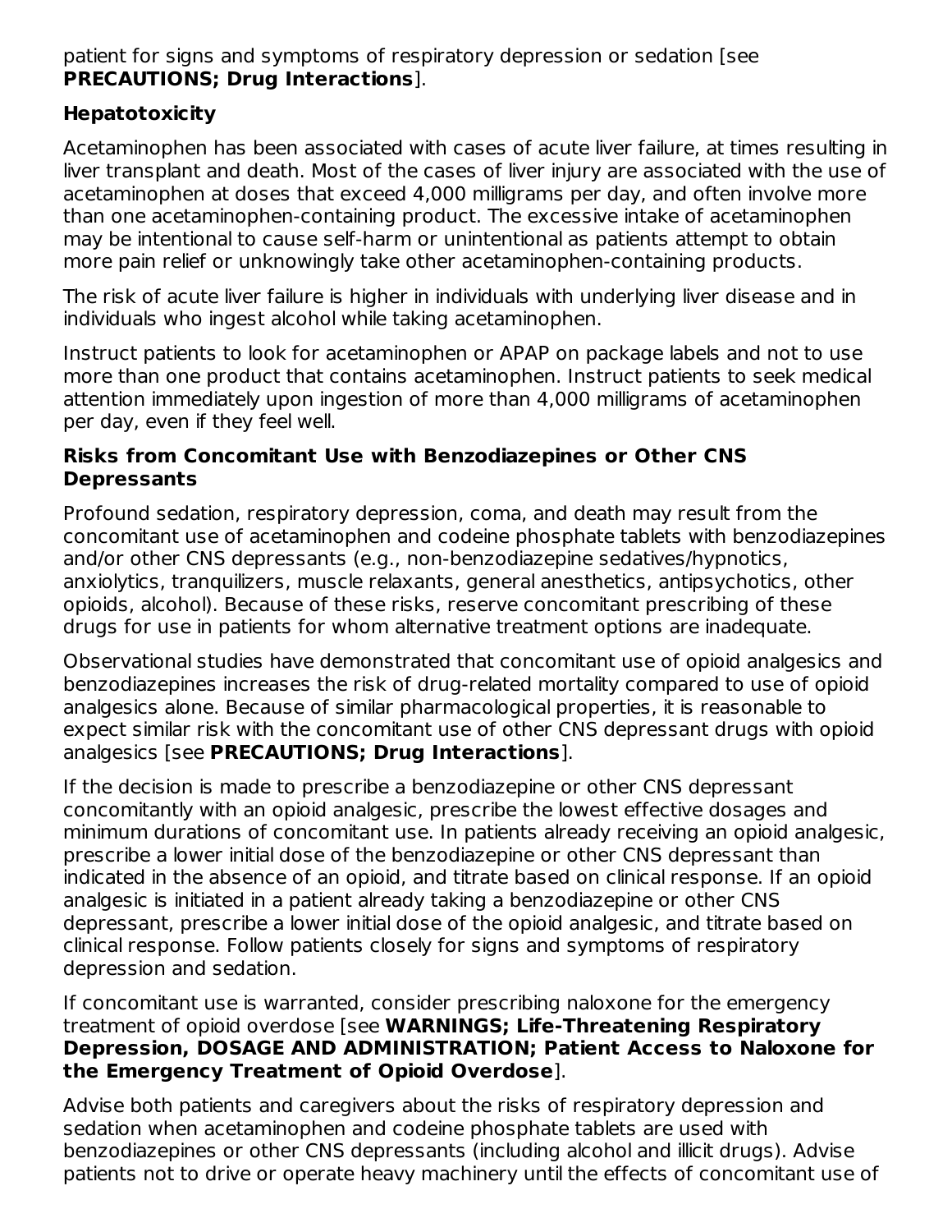patient for signs and symptoms of respiratory depression or sedation [see **PRECAUTIONS; Drug Interactions**].

### Hepatotoxicity

Acetaminophen has been associated with cases of acute liver failure, at times resulting in liver transplant and death. Most of the cases of liver injury are associated with the use of acetaminophen at doses that exceed 4,000 milligrams per day, and often involve more than one acetaminophen-containing product. The excessive intake of acetaminophen may be intentional to cause self-harm or unintentional as patients attempt to obtain more pain relief or unknowingly take other acetaminophen-containing products.

The risk of acute liver failure is higher in individuals with underlying liver disease and in individuals who ingest alcohol while taking acetaminophen.

Instruct patients to look for acetaminophen or APAP on package labels and not to use more than one product that contains acetaminophen. Instruct patients to seek medical attention immediately upon ingestion of more than 4,000 milligrams of acetaminophen per day, even if they feel well.

### Risks from Concomitant Use with Benzodiazepines or Other CNS Depressants

Profound sedation, respiratory depression, coma, and death may result from the concomitant use of acetaminophen and codeine phosphate tablets with benzodiazepines and/or other CNS depressants (e.g., non-benzodiazepine sedatives/hypnotics, anxiolytics, tranquilizers, muscle relaxants, general anesthetics, antipsychotics, other opioids, alcohol). Because of these risks, reserve concomitant prescribing of these drugs for use in patients for whom alternative treatment options are inadequate.

Observational studies have demonstrated that concomitant use of opioid analgesics and benzodiazepines increases the risk of drug-related mortality compared to use of opioid analgesics alone. Because of similar pharmacological properties, it is reasonable to expect similar risk with the concomitant use of other CNS depressant drugs with opioid analgesics [see **PRECAUTIONS; Drug Interactions**].

If the decision is made to prescribe a benzodiazepine or other CNS depressant concomitantly with an opioid analgesic, prescribe the lowest effective dosages and minimum durations of concomitant use. In patients already receiving an opioid analgesic, prescribe a lower initial dose of the benzodiazepine or other CNS depressant than indicated in the absence of an opioid, and titrate based on clinical response. If an opioid analgesic is initiated in a patient already taking a benzodiazepine or other CNS depressant, prescribe a lower initial dose of the opioid analgesic, and titrate based on clinical response. Follow patients closely for signs and symptoms of respiratory depression and sedation.

If concomitant use is warranted, consider prescribing naloxone for the emergency treatment of opioid overdose [see **WARNINGS; Life-Threatening Respiratory Depression, DOSAGE AND ADMINISTRATION; Patient Access to Naloxone for the Emergency Treatment of Opioid Overdose**].

Advise both patients and caregivers about the risks of respiratory depression and sedation when acetaminophen and codeine phosphate tablets are used with benzodiazepines or other CNS depressants (including alcohol and illicit drugs). Advise patients not to drive or operate heavy machinery until the effects of concomitant use of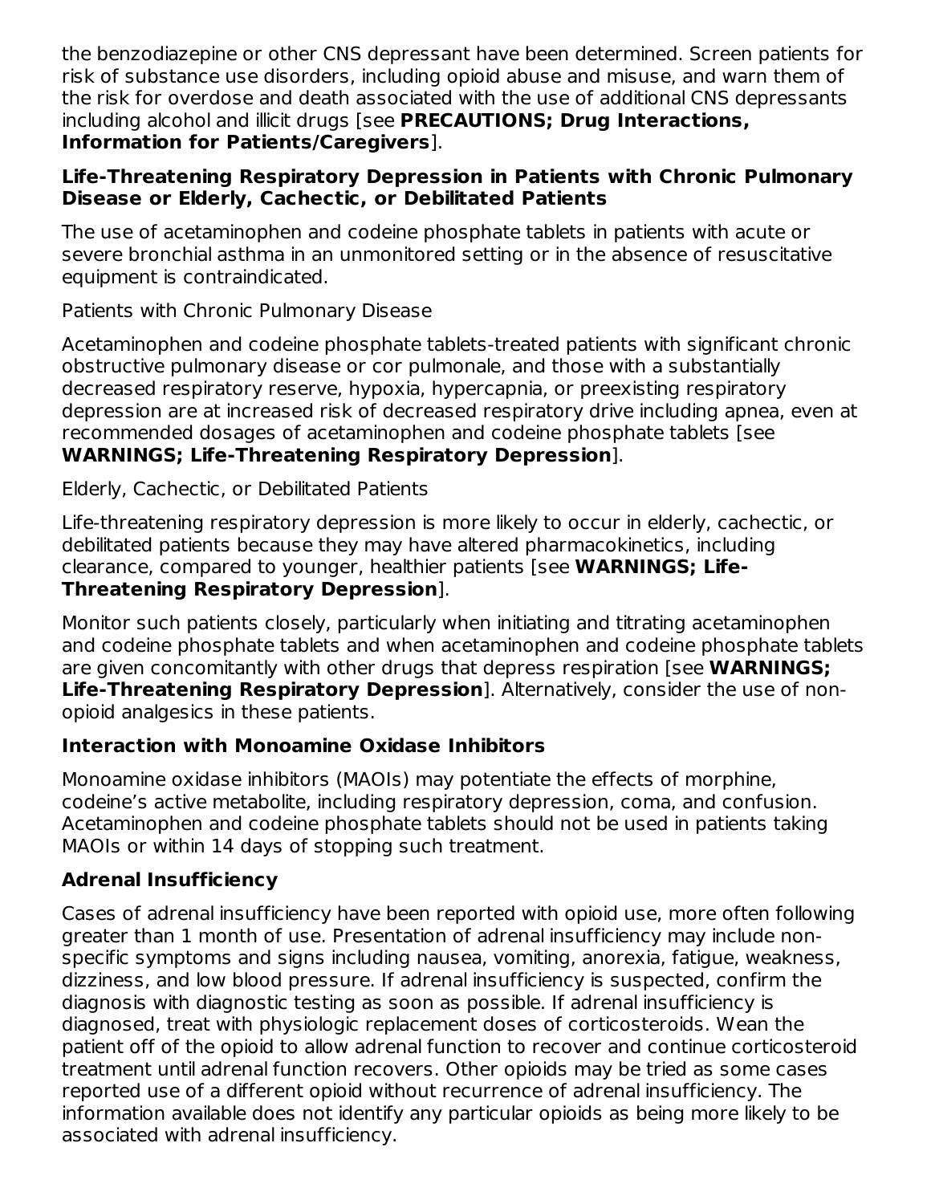the benzodiazepine or other CNS depressant have been determined. Screen patients for risk of substance use disorders, including opioid abuse and misuse, and warn them of the risk for overdose and death associated with the use of additional CNS depressants including alcohol and illicit drugs [see **PRECAUTIONS; Drug Interactions, Information for Patients/Caregivers**].

**Life-Threatening Respiratory Depression in Patients with Chronic Pulmonary Disease or Elderly, Cachectic, or Debilitated Patients**

The use of acetaminophen and codeine phosphate tablets in patients with acute or severe bronchial asthma in an unmonitored setting or in the absence of resuscitative equipment is contraindicated.

Patients with Chronic Pulmonary Disease

Acetaminophen and codeine phosphate tablets-treated patients with significant chronic obstructive pulmonary disease or cor pulmonale, and those with a substantially decreased respiratory reserve, hypoxia, hypercapnia, or preexisting respiratory depression are at increased risk of decreased respiratory drive including apnea, even at recommended dosages of acetaminophen and codeine phosphate tablets [see **WARNINGS; Life-Threatening Respiratory Depression**].

Elderly, Cachectic, or Debilitated Patients

Life-threatening respiratory depression is more likely to occur in elderly, cachectic, or debilitated patients because they may have altered pharmacokinetics, including clearance, compared to younger, healthier patients [see **WARNINGS; Life-Threatening Respiratory Depression**].

Monitor such patients closely, particularly when initiating and titrating acetaminophen and codeine phosphate tablets and when acetaminophen and codeine phosphate tablets are given concomitantly with other drugs that depress respiration [see **WARNINGS; Life-Threatening Respiratory Depression**]. Alternatively, consider the use of non-opioid analgesics in these patients.

**Interaction with Monoamine Oxidase Inhibitors**

Monoamine oxidase inhibitors (MAOIs) may potentiate the effects of morphine, codeine's active metabolite, including respiratory depression, coma, and confusion. Acetaminophen and codeine phosphate tablets should not be used in patients taking MAOIs or within 14 days of stopping such treatment.

**Adrenal Insufficiency**

Cases of adrenal insufficiency have been reported with opioid use, more often following greater than 1 month of use. Presentation of adrenal insufficiency may include non-specific symptoms and signs including nausea, vomiting, anorexia, fatigue, weakness, dizziness, and low blood pressure. If adrenal insufficiency is suspected, confirm the diagnosis with diagnostic testing as soon as possible. If adrenal insufficiency is diagnosed, treat with physiologic replacement doses of corticosteroids. Wean the patient off of the opioid to allow adrenal function to recover and continue corticosteroid treatment until adrenal function recovers. Other opioids may be tried as some cases reported use of a different opioid without recurrence of adrenal insufficiency. The information available does not identify any particular opioids as being more likely to be associated with adrenal insufficiency.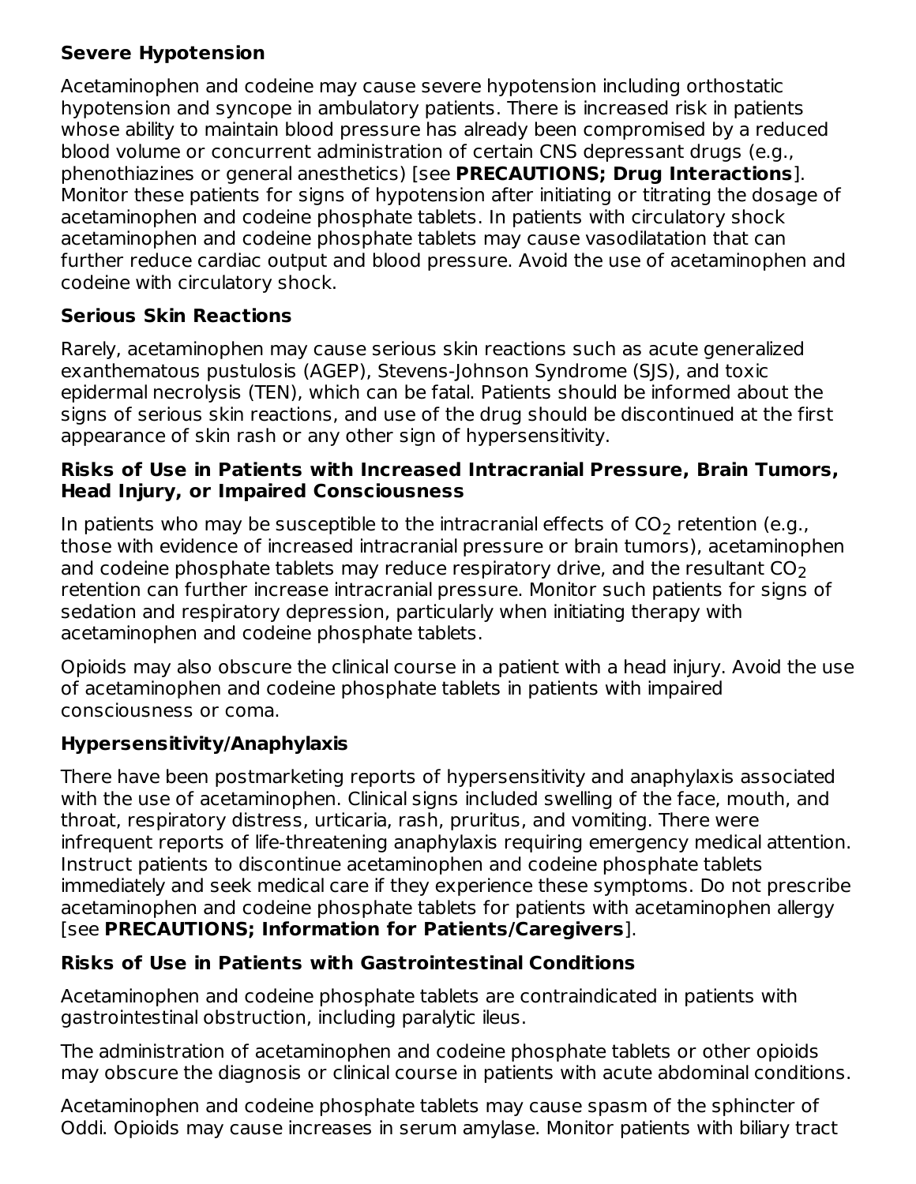**Severe Hypotension**

Acetaminophen and codeine may cause severe hypotension including orthostatic hypotension and syncope in ambulatory patients. There is increased risk in patients whose ability to maintain blood pressure has already been compromised by a reduced blood volume or concurrent administration of certain CNS depressant drugs (e.g., phenothiazines or general anesthetics) [see **PRECAUTIONS; Drug Interactions**]. Monitor these patients for signs of hypotension after initiating or titrating the dosage of acetaminophen and codeine phosphate tablets. In patients with circulatory shock acetaminophen and codeine phosphate tablets may cause vasodilatation that can further reduce cardiac output and blood pressure. Avoid the use of acetaminophen and codeine with circulatory shock.

**Serious Skin Reactions**

Rarely, acetaminophen may cause serious skin reactions such as acute generalized exanthematous pustulosis (AGEP), Stevens-Johnson Syndrome (SJS), and toxic epidermal necrolysis (TEN), which can be fatal. Patients should be informed about the signs of serious skin reactions, and use of the drug should be discontinued at the first appearance of skin rash or any other sign of hypersensitivity.

**Risks of Use in Patients with Increased Intracranial Pressure, Brain Tumors, Head Injury, or Impaired Consciousness**

In patients who may be susceptible to the intracranial effects of $CO_2$ retention (e.g., those with evidence of increased intracranial pressure or brain tumors), acetaminophen and codeine phosphate tablets may reduce respiratory drive, and the resultant $CO_2$ retention can further increase intracranial pressure. Monitor such patients for signs of sedation and respiratory depression, particularly when initiating therapy with acetaminophen and codeine phosphate tablets.

Opioids may also obscure the clinical course in a patient with a head injury. Avoid the use of acetaminophen and codeine phosphate tablets in patients with impaired consciousness or coma.

**Hypersensitivity/Anaphylaxis**

There have been postmarketing reports of hypersensitivity and anaphylaxis associated with the use of acetaminophen. Clinical signs included swelling of the face, mouth, and throat, respiratory distress, urticaria, rash, pruritus, and vomiting. There were infrequent reports of life-threatening anaphylaxis requiring emergency medical attention. Instruct patients to discontinue acetaminophen and codeine phosphate tablets immediately and seek medical care if they experience these symptoms. Do not prescribe acetaminophen and codeine phosphate tablets for patients with acetaminophen allergy [see **PRECAUTIONS; Information for Patients/Caregivers**].

**Risks of Use in Patients with Gastrointestinal Conditions**

Acetaminophen and codeine phosphate tablets are contraindicated in patients with gastrointestinal obstruction, including paralytic ileus.

The administration of acetaminophen and codeine phosphate tablets or other opioids may obscure the diagnosis or clinical course in patients with acute abdominal conditions.

Acetaminophen and codeine phosphate tablets may cause spasm of the sphincter of Oddi. Opioids may cause increases in serum amylase. Monitor patients with biliary tract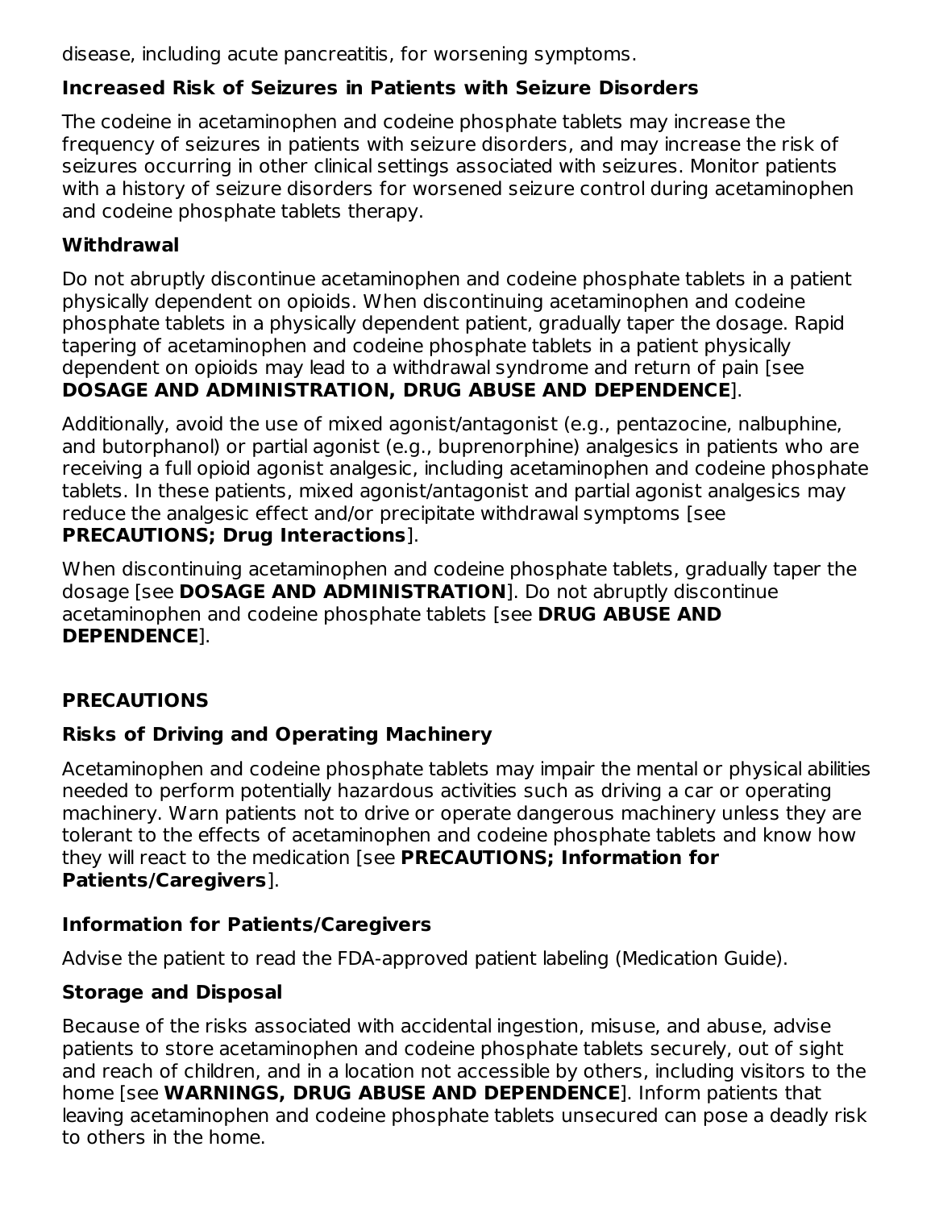disease, including acute pancreatitis, for worsening symptoms.

### Increased Risk of Seizures in Patients with Seizure Disorders

The codeine in acetaminophen and codeine phosphate tablets may increase the frequency of seizures in patients with seizure disorders, and may increase the risk of seizures occurring in other clinical settings associated with seizures. Monitor patients with a history of seizure disorders for worsened seizure control during acetaminophen and codeine phosphate tablets therapy.

### Withdrawal

Do not abruptly discontinue acetaminophen and codeine phosphate tablets in a patient physically dependent on opioids. When discontinuing acetaminophen and codeine phosphate tablets in a physically dependent patient, gradually taper the dosage. Rapid tapering of acetaminophen and codeine phosphate tablets in a patient physically dependent on opioids may lead to a withdrawal syndrome and return of pain [see **DOSAGE AND ADMINISTRATION, DRUG ABUSE AND DEPENDENCE**].

Additionally, avoid the use of mixed agonist/antagonist (e.g., pentazocine, nalbuphine, and butorphanol) or partial agonist (e.g., buprenorphine) analgesics in patients who are receiving a full opioid agonist analgesic, including acetaminophen and codeine phosphate tablets. In these patients, mixed agonist/antagonist and partial agonist analgesics may reduce the analgesic effect and/or precipitate withdrawal symptoms [see **PRECAUTIONS; Drug Interactions**].

When discontinuing acetaminophen and codeine phosphate tablets, gradually taper the dosage [see **DOSAGE AND ADMINISTRATION**]. Do not abruptly discontinue acetaminophen and codeine phosphate tablets [see **DRUG ABUSE AND DEPENDENCE**].

## PRECAUTIONS

### Risks of Driving and Operating Machinery

Acetaminophen and codeine phosphate tablets may impair the mental or physical abilities needed to perform potentially hazardous activities such as driving a car or operating machinery. Warn patients not to drive or operate dangerous machinery unless they are tolerant to the effects of acetaminophen and codeine phosphate tablets and know how they will react to the medication [see **PRECAUTIONS; Information for Patients/Caregivers**].

### Information for Patients/Caregivers

Advise the patient to read the FDA-approved patient labeling (Medication Guide).

### Storage and Disposal

Because of the risks associated with accidental ingestion, misuse, and abuse, advise patients to store acetaminophen and codeine phosphate tablets securely, out of sight and reach of children, and in a location not accessible by others, including visitors to the home [see **WARNINGS, DRUG ABUSE AND DEPENDENCE**]. Inform patients that leaving acetaminophen and codeine phosphate tablets unsecured can pose a deadly risk to others in the home.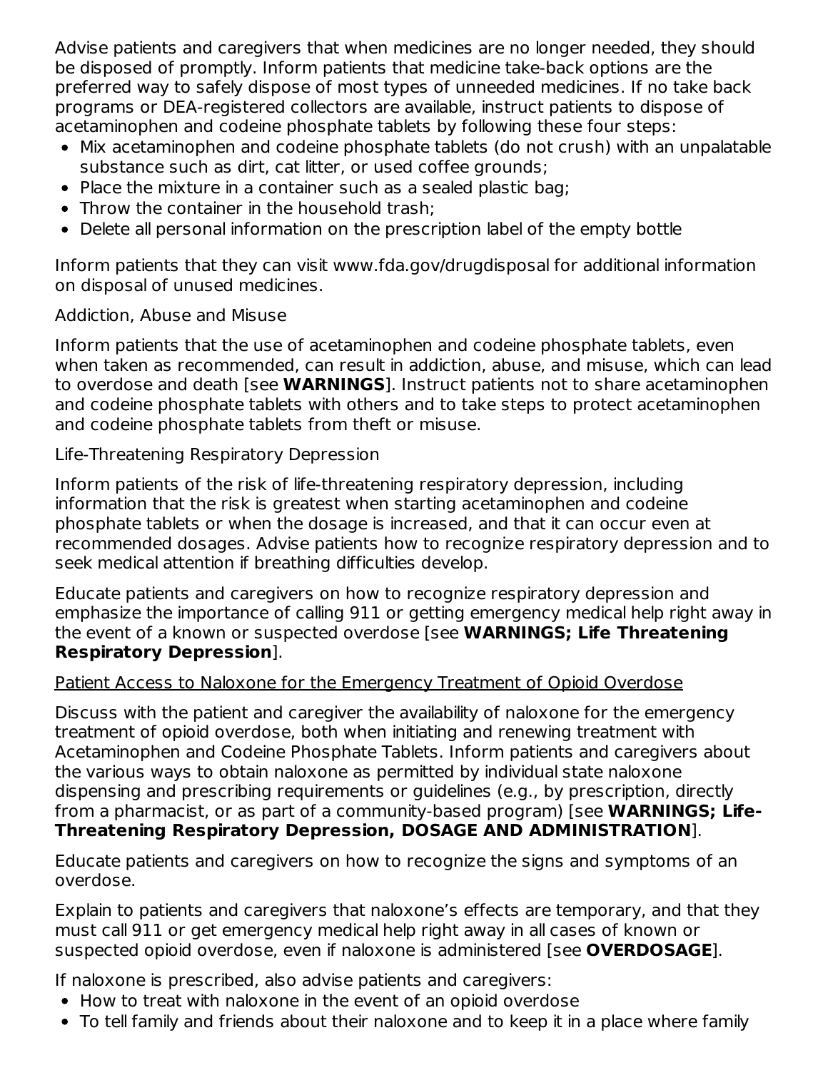Advise patients and caregivers that when medicines are no longer needed, they should be disposed of promptly. Inform patients that medicine take-back options are the preferred way to safely dispose of most types of unneeded medicines. If no take back programs or DEA-registered collectors are available, instruct patients to dispose of acetaminophen and codeine phosphate tablets by following these four steps:

- Mix acetaminophen and codeine phosphate tablets (do not crush) with an unpalatable substance such as dirt, cat litter, or used coffee grounds;
- Place the mixture in a container such as a sealed plastic bag;
- Throw the container in the household trash;
- Delete all personal information on the prescription label of the empty bottle

Inform patients that they can visit www.fda.gov/drugdisposal for additional information on disposal of unused medicines.

Addiction, Abuse and Misuse

Inform patients that the use of acetaminophen and codeine phosphate tablets, even when taken as recommended, can result in addiction, abuse, and misuse, which can lead to overdose and death [see **WARNINGS**]. Instruct patients not to share acetaminophen and codeine phosphate tablets with others and to take steps to protect acetaminophen and codeine phosphate tablets from theft or misuse.

Life-Threatening Respiratory Depression

Inform patients of the risk of life-threatening respiratory depression, including information that the risk is greatest when starting acetaminophen and codeine phosphate tablets or when the dosage is increased, and that it can occur even at recommended dosages. Advise patients how to recognize respiratory depression and to seek medical attention if breathing difficulties develop.

Educate patients and caregivers on how to recognize respiratory depression and emphasize the importance of calling 911 or getting emergency medical help right away in the event of a known or suspected overdose [see **WARNINGS; Life Threatening Respiratory Depression**].

Patient Access to Naloxone for the Emergency Treatment of Opioid Overdose

Discuss with the patient and caregiver the availability of naloxone for the emergency treatment of opioid overdose, both when initiating and renewing treatment with Acetaminophen and Codeine Phosphate Tablets. Inform patients and caregivers about the various ways to obtain naloxone as permitted by individual state naloxone dispensing and prescribing requirements or guidelines (e.g., by prescription, directly from a pharmacist, or as part of a community-based program) [see **WARNINGS; Life-Threatening Respiratory Depression, DOSAGE AND ADMINISTRATION**].

Educate patients and caregivers on how to recognize the signs and symptoms of an overdose.

Explain to patients and caregivers that naloxone's effects are temporary, and that they must call 911 or get emergency medical help right away in all cases of known or suspected opioid overdose, even if naloxone is administered [see **OVERDOSAGE**].

If naloxone is prescribed, also advise patients and caregivers:

- How to treat with naloxone in the event of an opioid overdose
- To tell family and friends about their naloxone and to keep it in a place where family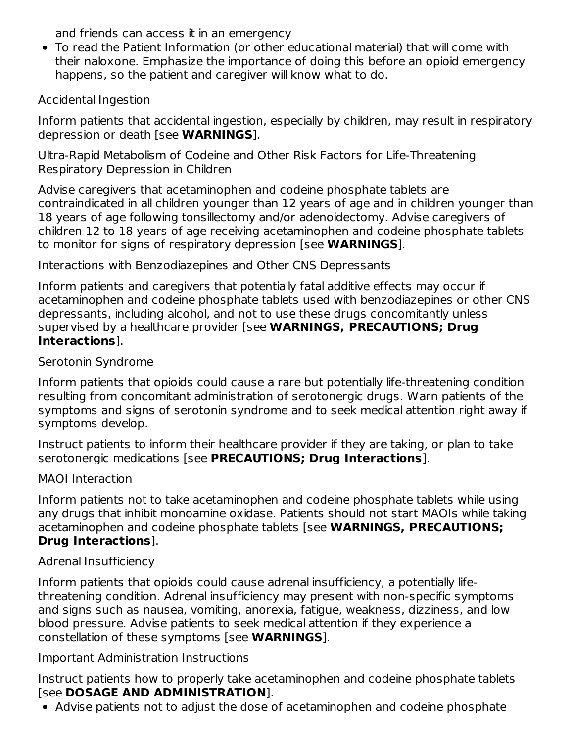and friends can access it in an emergency

- To read the Patient Information (or other educational material) that will come with their naloxone. Emphasize the importance of doing this before an opioid emergency happens, so the patient and caregiver will know what to do.

Accidental Ingestion

Inform patients that accidental ingestion, especially by children, may result in respiratory depression or death [see **WARNINGS**].

Ultra-Rapid Metabolism of Codeine and Other Risk Factors for Life-Threatening Respiratory Depression in Children

Advise caregivers that acetaminophen and codeine phosphate tablets are contraindicated in all children younger than 12 years of age and in children younger than 18 years of age following tonsillectomy and/or adenoidectomy. Advise caregivers of children 12 to 18 years of age receiving acetaminophen and codeine phosphate tablets to monitor for signs of respiratory depression [see **WARNINGS**].

Interactions with Benzodiazepines and Other CNS Depressants

Inform patients and caregivers that potentially fatal additive effects may occur if acetaminophen and codeine phosphate tablets used with benzodiazepines or other CNS depressants, including alcohol, and not to use these drugs concomitantly unless supervised by a healthcare provider [see **WARNINGS, PRECAUTIONS; Drug Interactions**].

Serotonin Syndrome

Inform patients that opioids could cause a rare but potentially life-threatening condition resulting from concomitant administration of serotonergic drugs. Warn patients of the symptoms and signs of serotonin syndrome and to seek medical attention right away if symptoms develop.

Instruct patients to inform their healthcare provider if they are taking, or plan to take serotonergic medications [see **PRECAUTIONS; Drug Interactions**].

MAOI Interaction

Inform patients not to take acetaminophen and codeine phosphate tablets while using any drugs that inhibit monoamine oxidase. Patients should not start MAOIs while taking acetaminophen and codeine phosphate tablets [see **WARNINGS, PRECAUTIONS; Drug Interactions**].

Adrenal Insufficiency

Inform patients that opioids could cause adrenal insufficiency, a potentially life-threatening condition. Adrenal insufficiency may present with non-specific symptoms and signs such as nausea, vomiting, anorexia, fatigue, weakness, dizziness, and low blood pressure. Advise patients to seek medical attention if they experience a constellation of these symptoms [see **WARNINGS**].

Important Administration Instructions

Instruct patients how to properly take acetaminophen and codeine phosphate tablets [see **DOSAGE AND ADMINISTRATION**].

- Advise patients not to adjust the dose of acetaminophen and codeine phosphate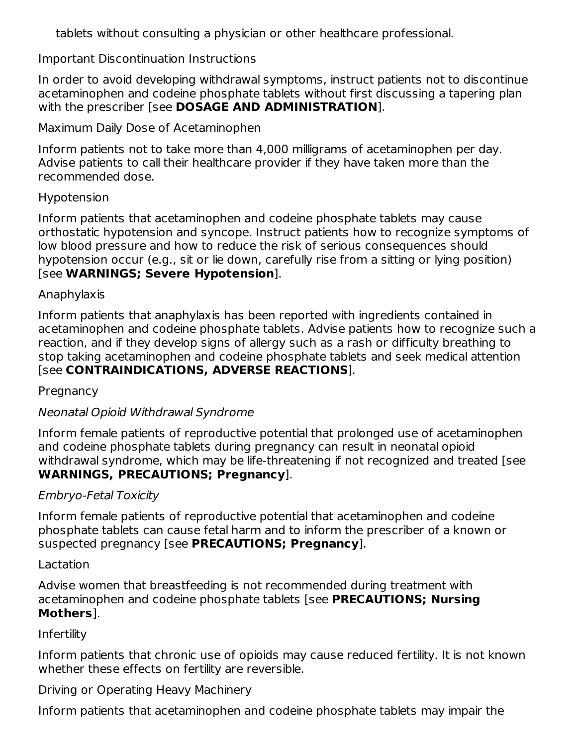tablets without consulting a physician or other healthcare professional.

Important Discontinuation Instructions

In order to avoid developing withdrawal symptoms, instruct patients not to discontinue acetaminophen and codeine phosphate tablets without first discussing a tapering plan with the prescriber [see **DOSAGE AND ADMINISTRATION**].

Maximum Daily Dose of Acetaminophen

Inform patients not to take more than 4,000 milligrams of acetaminophen per day. Advise patients to call their healthcare provider if they have taken more than the recommended dose.

Hypotension

Inform patients that acetaminophen and codeine phosphate tablets may cause orthostatic hypotension and syncope. Instruct patients how to recognize symptoms of low blood pressure and how to reduce the risk of serious consequences should hypotension occur (e.g., sit or lie down, carefully rise from a sitting or lying position) [see **WARNINGS; Severe Hypotension**].

Anaphylaxis

Inform patients that anaphylaxis has been reported with ingredients contained in acetaminophen and codeine phosphate tablets. Advise patients how to recognize such a reaction, and if they develop signs of allergy such as a rash or difficulty breathing to stop taking acetaminophen and codeine phosphate tablets and seek medical attention [see **CONTRAINDICATIONS, ADVERSE REACTIONS**].

Pregnancy

*Neonatal Opioid Withdrawal Syndrome*

Inform female patients of reproductive potential that prolonged use of acetaminophen and codeine phosphate tablets during pregnancy can result in neonatal opioid withdrawal syndrome, which may be life-threatening if not recognized and treated [see **WARNINGS, PRECAUTIONS; Pregnancy**].

*Embryo-Fetal Toxicity*

Inform female patients of reproductive potential that acetaminophen and codeine phosphate tablets can cause fetal harm and to inform the prescriber of a known or suspected pregnancy [see **PRECAUTIONS; Pregnancy**].

Lactation

Advise women that breastfeeding is not recommended during treatment with acetaminophen and codeine phosphate tablets [see **PRECAUTIONS; Nursing Mothers**].

Infertility

Inform patients that chronic use of opioids may cause reduced fertility. It is not known whether these effects on fertility are reversible.

Driving or Operating Heavy Machinery

Inform patients that acetaminophen and codeine phosphate tablets may impair the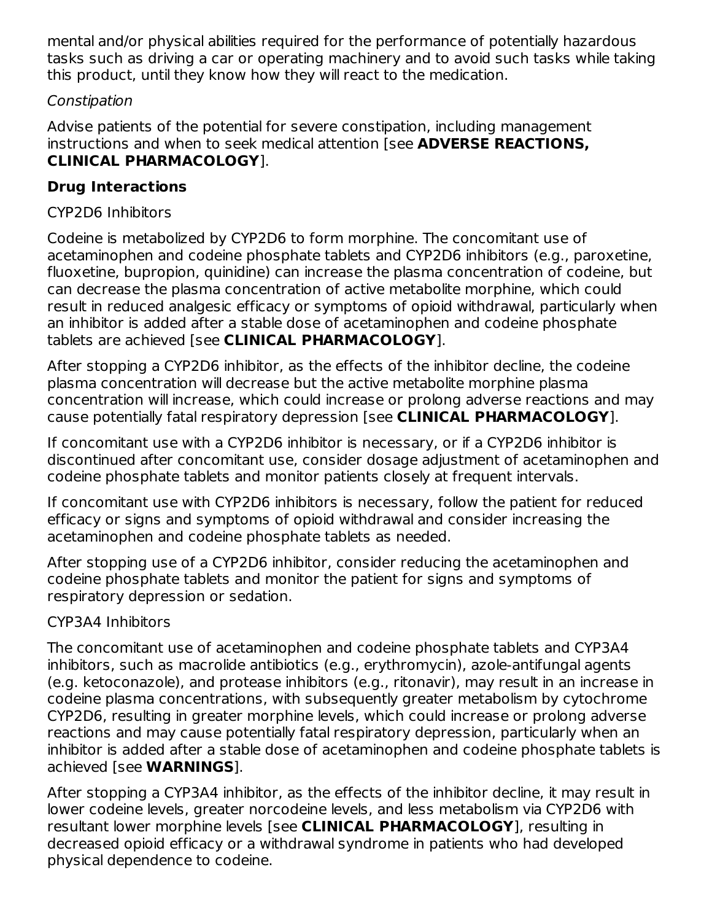mental and/or physical abilities required for the performance of potentially hazardous tasks such as driving a car or operating machinery and to avoid such tasks while taking this product, until they know how they will react to the medication.

*Constipation*

Advise patients of the potential for severe constipation, including management instructions and when to seek medical attention [see **ADVERSE REACTIONS, CLINICAL PHARMACOLOGY**].

**Drug Interactions**

CYP2D6 Inhibitors

Codeine is metabolized by CYP2D6 to form morphine. The concomitant use of acetaminophen and codeine phosphate tablets and CYP2D6 inhibitors (e.g., paroxetine, fluoxetine, bupropion, quinidine) can increase the plasma concentration of codeine, but can decrease the plasma concentration of active metabolite morphine, which could result in reduced analgesic efficacy or symptoms of opioid withdrawal, particularly when an inhibitor is added after a stable dose of acetaminophen and codeine phosphate tablets are achieved [see **CLINICAL PHARMACOLOGY**].

After stopping a CYP2D6 inhibitor, as the effects of the inhibitor decline, the codeine plasma concentration will decrease but the active metabolite morphine plasma concentration will increase, which could increase or prolong adverse reactions and may cause potentially fatal respiratory depression [see **CLINICAL PHARMACOLOGY**].

If concomitant use with a CYP2D6 inhibitor is necessary, or if a CYP2D6 inhibitor is discontinued after concomitant use, consider dosage adjustment of acetaminophen and codeine phosphate tablets and monitor patients closely at frequent intervals.

If concomitant use with CYP2D6 inhibitors is necessary, follow the patient for reduced efficacy or signs and symptoms of opioid withdrawal and consider increasing the acetaminophen and codeine phosphate tablets as needed.

After stopping use of a CYP2D6 inhibitor, consider reducing the acetaminophen and codeine phosphate tablets and monitor the patient for signs and symptoms of respiratory depression or sedation.

CYP3A4 Inhibitors

The concomitant use of acetaminophen and codeine phosphate tablets and CYP3A4 inhibitors, such as macrolide antibiotics (e.g., erythromycin), azole-antifungal agents (e.g. ketoconazole), and protease inhibitors (e.g., ritonavir), may result in an increase in codeine plasma concentrations, with subsequently greater metabolism by cytochrome CYP2D6, resulting in greater morphine levels, which could increase or prolong adverse reactions and may cause potentially fatal respiratory depression, particularly when an inhibitor is added after a stable dose of acetaminophen and codeine phosphate tablets is achieved [see **WARNINGS**].

After stopping a CYP3A4 inhibitor, as the effects of the inhibitor decline, it may result in lower codeine levels, greater norcodeine levels, and less metabolism via CYP2D6 with resultant lower morphine levels [see **CLINICAL PHARMACOLOGY**], resulting in decreased opioid efficacy or a withdrawal syndrome in patients who had developed physical dependence to codeine.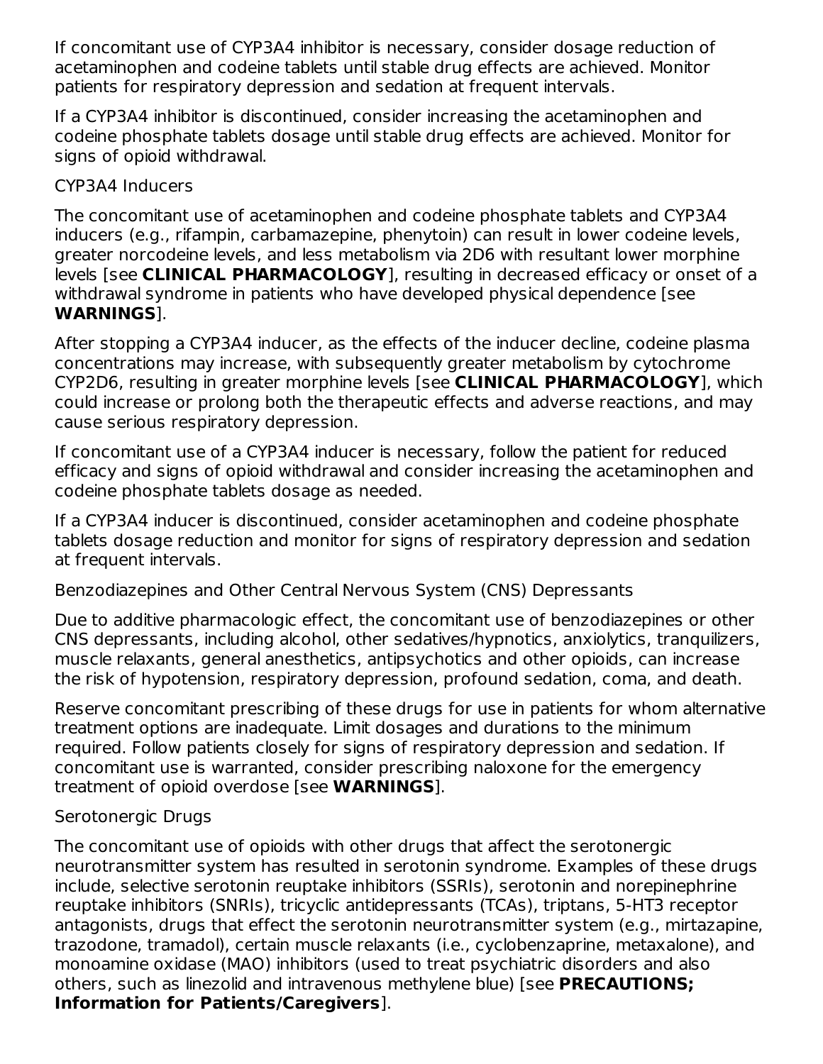If concomitant use of CYP3A4 inhibitor is necessary, consider dosage reduction of acetaminophen and codeine tablets until stable drug effects are achieved. Monitor patients for respiratory depression and sedation at frequent intervals.

If a CYP3A4 inhibitor is discontinued, consider increasing the acetaminophen and codeine phosphate tablets dosage until stable drug effects are achieved. Monitor for signs of opioid withdrawal.

CYP3A4 Inducers

The concomitant use of acetaminophen and codeine phosphate tablets and CYP3A4 inducers (e.g., rifampin, carbamazepine, phenytoin) can result in lower codeine levels, greater norcodeine levels, and less metabolism via 2D6 with resultant lower morphine levels [see **CLINICAL PHARMACOLOGY**], resulting in decreased efficacy or onset of a withdrawal syndrome in patients who have developed physical dependence [see **WARNINGS**].

After stopping a CYP3A4 inducer, as the effects of the inducer decline, codeine plasma concentrations may increase, with subsequently greater metabolism by cytochrome CYP2D6, resulting in greater morphine levels [see **CLINICAL PHARMACOLOGY**], which could increase or prolong both the therapeutic effects and adverse reactions, and may cause serious respiratory depression.

If concomitant use of a CYP3A4 inducer is necessary, follow the patient for reduced efficacy and signs of opioid withdrawal and consider increasing the acetaminophen and codeine phosphate tablets dosage as needed.

If a CYP3A4 inducer is discontinued, consider acetaminophen and codeine phosphate tablets dosage reduction and monitor for signs of respiratory depression and sedation at frequent intervals.

Benzodiazepines and Other Central Nervous System (CNS) Depressants

Due to additive pharmacologic effect, the concomitant use of benzodiazepines or other CNS depressants, including alcohol, other sedatives/hypnotics, anxiolytics, tranquilizers, muscle relaxants, general anesthetics, antipsychotics and other opioids, can increase the risk of hypotension, respiratory depression, profound sedation, coma, and death.

Reserve concomitant prescribing of these drugs for use in patients for whom alternative treatment options are inadequate. Limit dosages and durations to the minimum required. Follow patients closely for signs of respiratory depression and sedation. If concomitant use is warranted, consider prescribing naloxone for the emergency treatment of opioid overdose [see **WARNINGS**].

Serotonergic Drugs

The concomitant use of opioids with other drugs that affect the serotonergic neurotransmitter system has resulted in serotonin syndrome. Examples of these drugs include, selective serotonin reuptake inhibitors (SSRIs), serotonin and norepinephrine reuptake inhibitors (SNRIs), tricyclic antidepressants (TCAs), triptans, 5-HT3 receptor antagonists, drugs that effect the serotonin neurotransmitter system (e.g., mirtazapine, trazodone, tramadol), certain muscle relaxants (i.e., cyclobenzaprine, metaxalone), and monoamine oxidase (MAO) inhibitors (used to treat psychiatric disorders and also others, such as linezolid and intravenous methylene blue) [see **PRECAUTIONS; Information for Patients/Caregivers**].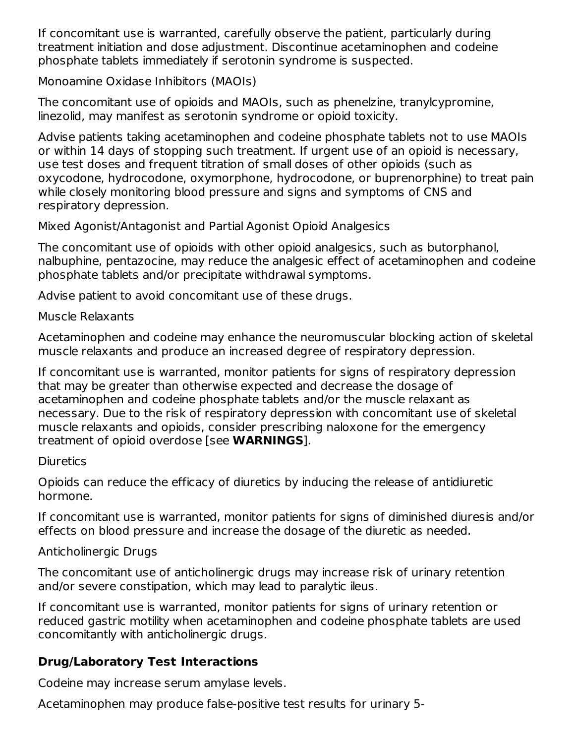If concomitant use is warranted, carefully observe the patient, particularly during treatment initiation and dose adjustment. Discontinue acetaminophen and codeine phosphate tablets immediately if serotonin syndrome is suspected.

Monoamine Oxidase Inhibitors (MAOIs)

The concomitant use of opioids and MAOIs, such as phenelzine, tranylcypromine, linezolid, may manifest as serotonin syndrome or opioid toxicity.

Advise patients taking acetaminophen and codeine phosphate tablets not to use MAOIs or within 14 days of stopping such treatment. If urgent use of an opioid is necessary, use test doses and frequent titration of small doses of other opioids (such as oxycodone, hydrocodone, oxymorphone, hydrocodone, or buprenorphine) to treat pain while closely monitoring blood pressure and signs and symptoms of CNS and respiratory depression.

Mixed Agonist/Antagonist and Partial Agonist Opioid Analgesics

The concomitant use of opioids with other opioid analgesics, such as butorphanol, nalbuphine, pentazocine, may reduce the analgesic effect of acetaminophen and codeine phosphate tablets and/or precipitate withdrawal symptoms.

Advise patient to avoid concomitant use of these drugs.

Muscle Relaxants

Acetaminophen and codeine may enhance the neuromuscular blocking action of skeletal muscle relaxants and produce an increased degree of respiratory depression.

If concomitant use is warranted, monitor patients for signs of respiratory depression that may be greater than otherwise expected and decrease the dosage of acetaminophen and codeine phosphate tablets and/or the muscle relaxant as necessary. Due to the risk of respiratory depression with concomitant use of skeletal muscle relaxants and opioids, consider prescribing naloxone for the emergency treatment of opioid overdose [see **WARNINGS**].

Diuretics

Opioids can reduce the efficacy of diuretics by inducing the release of antidiuretic hormone.

If concomitant use is warranted, monitor patients for signs of diminished diuresis and/or effects on blood pressure and increase the dosage of the diuretic as needed.

Anticholinergic Drugs

The concomitant use of anticholinergic drugs may increase risk of urinary retention and/or severe constipation, which may lead to paralytic ileus.

If concomitant use is warranted, monitor patients for signs of urinary retention or reduced gastric motility when acetaminophen and codeine phosphate tablets are used concomitantly with anticholinergic drugs.

**Drug/Laboratory Test Interactions**

Codeine may increase serum amylase levels.

Acetaminophen may produce false-positive test results for urinary 5-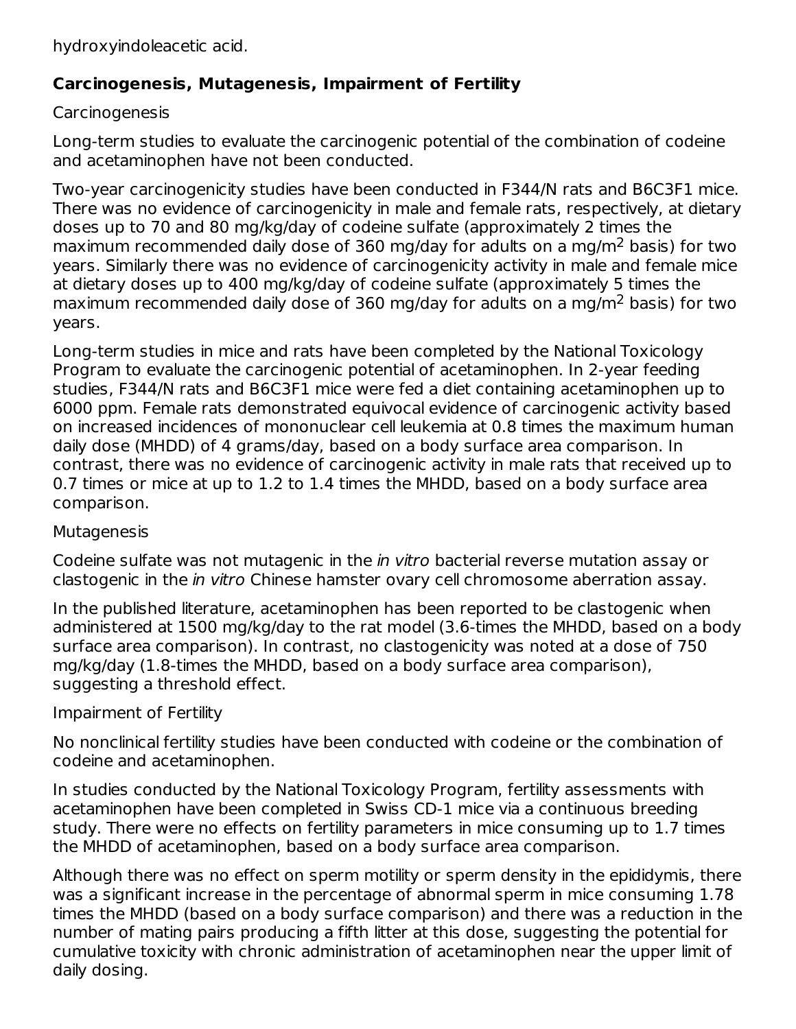hydroxyindoleacetic acid.

**Carcinogenesis, Mutagenesis, Impairment of Fertility**

Carcinogenesis

Long-term studies to evaluate the carcinogenic potential of the combination of codeine and acetaminophen have not been conducted.

Two-year carcinogenicity studies have been conducted in F344/N rats and B6C3F1 mice. There was no evidence of carcinogenicity in male and female rats, respectively, at dietary doses up to 70 and 80 mg/kg/day of codeine sulfate (approximately 2 times the maximum recommended daily dose of 360 mg/day for adults on a mg/$m^2$ basis) for two years. Similarly there was no evidence of carcinogenicity activity in male and female mice at dietary doses up to 400 mg/kg/day of codeine sulfate (approximately 5 times the maximum recommended daily dose of 360 mg/day for adults on a mg/$m^2$ basis) for two years.

Long-term studies in mice and rats have been completed by the National Toxicology Program to evaluate the carcinogenic potential of acetaminophen. In 2-year feeding studies, F344/N rats and B6C3F1 mice were fed a diet containing acetaminophen up to 6000 ppm. Female rats demonstrated equivocal evidence of carcinogenic activity based on increased incidences of mononuclear cell leukemia at 0.8 times the maximum human daily dose (MHDD) of 4 grams/day, based on a body surface area comparison. In contrast, there was no evidence of carcinogenic activity in male rats that received up to 0.7 times or mice at up to 1.2 to 1.4 times the MHDD, based on a body surface area comparison.

Mutagenesis

Codeine sulfate was not mutagenic in the *in vitro* bacterial reverse mutation assay or clastogenic in the *in vitro* Chinese hamster ovary cell chromosome aberration assay.

In the published literature, acetaminophen has been reported to be clastogenic when administered at 1500 mg/kg/day to the rat model (3.6-times the MHDD, based on a body surface area comparison). In contrast, no clastogenicity was noted at a dose of 750 mg/kg/day (1.8-times the MHDD, based on a body surface area comparison), suggesting a threshold effect.

Impairment of Fertility

No nonclinical fertility studies have been conducted with codeine or the combination of codeine and acetaminophen.

In studies conducted by the National Toxicology Program, fertility assessments with acetaminophen have been completed in Swiss CD-1 mice via a continuous breeding study. There were no effects on fertility parameters in mice consuming up to 1.7 times the MHDD of acetaminophen, based on a body surface area comparison.

Although there was no effect on sperm motility or sperm density in the epididymis, there was a significant increase in the percentage of abnormal sperm in mice consuming 1.78 times the MHDD (based on a body surface comparison) and there was a reduction in the number of mating pairs producing a fifth litter at this dose, suggesting the potential for cumulative toxicity with chronic administration of acetaminophen near the upper limit of daily dosing.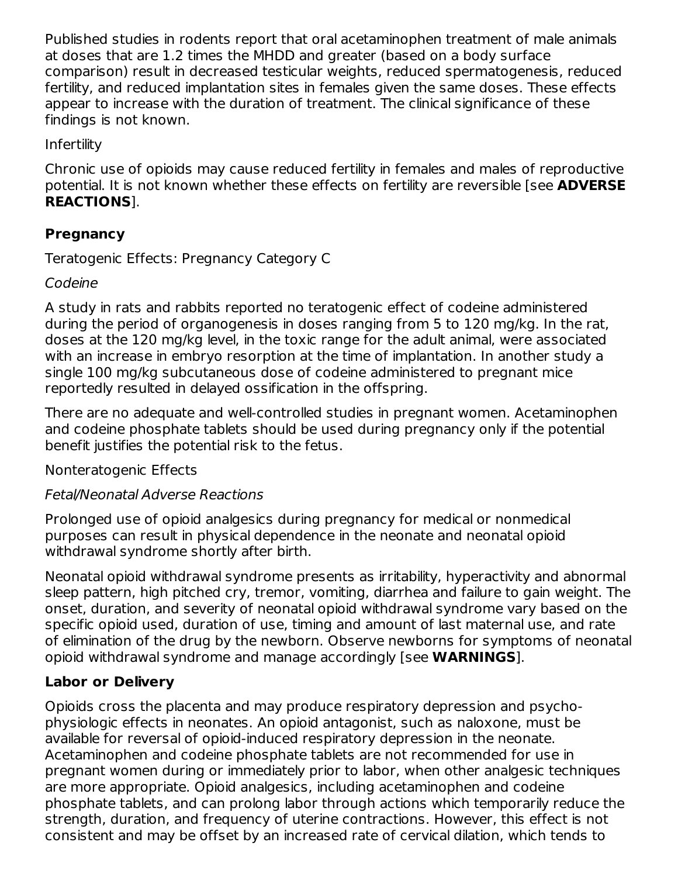Published studies in rodents report that oral acetaminophen treatment of male animals at doses that are 1.2 times the MHDD and greater (based on a body surface comparison) result in decreased testicular weights, reduced spermatogenesis, reduced fertility, and reduced implantation sites in females given the same doses. These effects appear to increase with the duration of treatment. The clinical significance of these findings is not known.

Infertility

Chronic use of opioids may cause reduced fertility in females and males of reproductive potential. It is not known whether these effects on fertility are reversible [see **ADVERSE REACTIONS**].

**Pregnancy**

Teratogenic Effects: Pregnancy Category C

*Codeine*

A study in rats and rabbits reported no teratogenic effect of codeine administered during the period of organogenesis in doses ranging from 5 to 120 mg/kg. In the rat, doses at the 120 mg/kg level, in the toxic range for the adult animal, were associated with an increase in embryo resorption at the time of implantation. In another study a single 100 mg/kg subcutaneous dose of codeine administered to pregnant mice reportedly resulted in delayed ossification in the offspring.

There are no adequate and well-controlled studies in pregnant women. Acetaminophen and codeine phosphate tablets should be used during pregnancy only if the potential benefit justifies the potential risk to the fetus.

Nonteratogenic Effects

*Fetal/Neonatal Adverse Reactions*

Prolonged use of opioid analgesics during pregnancy for medical or nonmedical purposes can result in physical dependence in the neonate and neonatal opioid withdrawal syndrome shortly after birth.

Neonatal opioid withdrawal syndrome presents as irritability, hyperactivity and abnormal sleep pattern, high pitched cry, tremor, vomiting, diarrhea and failure to gain weight. The onset, duration, and severity of neonatal opioid withdrawal syndrome vary based on the specific opioid used, duration of use, timing and amount of last maternal use, and rate of elimination of the drug by the newborn. Observe newborns for symptoms of neonatal opioid withdrawal syndrome and manage accordingly [see **WARNINGS**].

**Labor or Delivery**

Opioids cross the placenta and may produce respiratory depression and psycho-physiologic effects in neonates. An opioid antagonist, such as naloxone, must be available for reversal of opioid-induced respiratory depression in the neonate. Acetaminophen and codeine phosphate tablets are not recommended for use in pregnant women during or immediately prior to labor, when other analgesic techniques are more appropriate. Opioid analgesics, including acetaminophen and codeine phosphate tablets, and can prolong labor through actions which temporarily reduce the strength, duration, and frequency of uterine contractions. However, this effect is not consistent and may be offset by an increased rate of cervical dilation, which tends to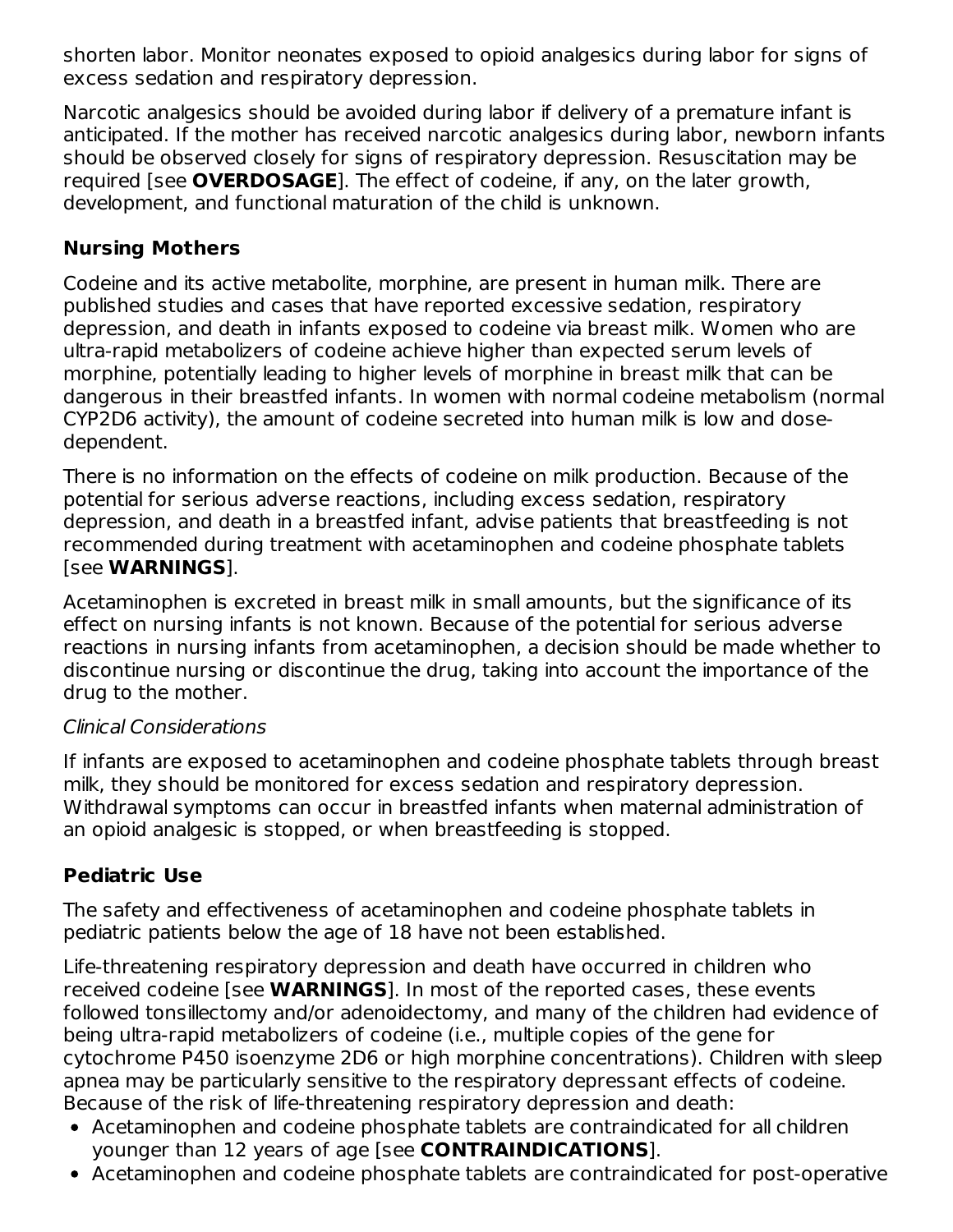shorten labor. Monitor neonates exposed to opioid analgesics during labor for signs of excess sedation and respiratory depression.

Narcotic analgesics should be avoided during labor if delivery of a premature infant is anticipated. If the mother has received narcotic analgesics during labor, newborn infants should be observed closely for signs of respiratory depression. Resuscitation may be required [see **OVERDOSAGE**]. The effect of codeine, if any, on the later growth, development, and functional maturation of the child is unknown.

### Nursing Mothers

Codeine and its active metabolite, morphine, are present in human milk. There are published studies and cases that have reported excessive sedation, respiratory depression, and death in infants exposed to codeine via breast milk. Women who are ultra-rapid metabolizers of codeine achieve higher than expected serum levels of morphine, potentially leading to higher levels of morphine in breast milk that can be dangerous in their breastfed infants. In women with normal codeine metabolism (normal CYP2D6 activity), the amount of codeine secreted into human milk is low and dose-dependent.

There is no information on the effects of codeine on milk production. Because of the potential for serious adverse reactions, including excess sedation, respiratory depression, and death in a breastfed infant, advise patients that breastfeeding is not recommended during treatment with acetaminophen and codeine phosphate tablets [see **WARNINGS**].

Acetaminophen is excreted in breast milk in small amounts, but the significance of its effect on nursing infants is not known. Because of the potential for serious adverse reactions in nursing infants from acetaminophen, a decision should be made whether to discontinue nursing or discontinue the drug, taking into account the importance of the drug to the mother.

*Clinical Considerations*

If infants are exposed to acetaminophen and codeine phosphate tablets through breast milk, they should be monitored for excess sedation and respiratory depression. Withdrawal symptoms can occur in breastfed infants when maternal administration of an opioid analgesic is stopped, or when breastfeeding is stopped.

### Pediatric Use

The safety and effectiveness of acetaminophen and codeine phosphate tablets in pediatric patients below the age of 18 have not been established.

Life-threatening respiratory depression and death have occurred in children who received codeine [see **WARNINGS**]. In most of the reported cases, these events followed tonsillectomy and/or adenoidectomy, and many of the children had evidence of being ultra-rapid metabolizers of codeine (i.e., multiple copies of the gene for cytochrome P450 isoenzyme 2D6 or high morphine concentrations). Children with sleep apnea may be particularly sensitive to the respiratory depressant effects of codeine. Because of the risk of life-threatening respiratory depression and death:

- Acetaminophen and codeine phosphate tablets are contraindicated for all children younger than 12 years of age [see **CONTRAINDICATIONS**].
- Acetaminophen and codeine phosphate tablets are contraindicated for post-operative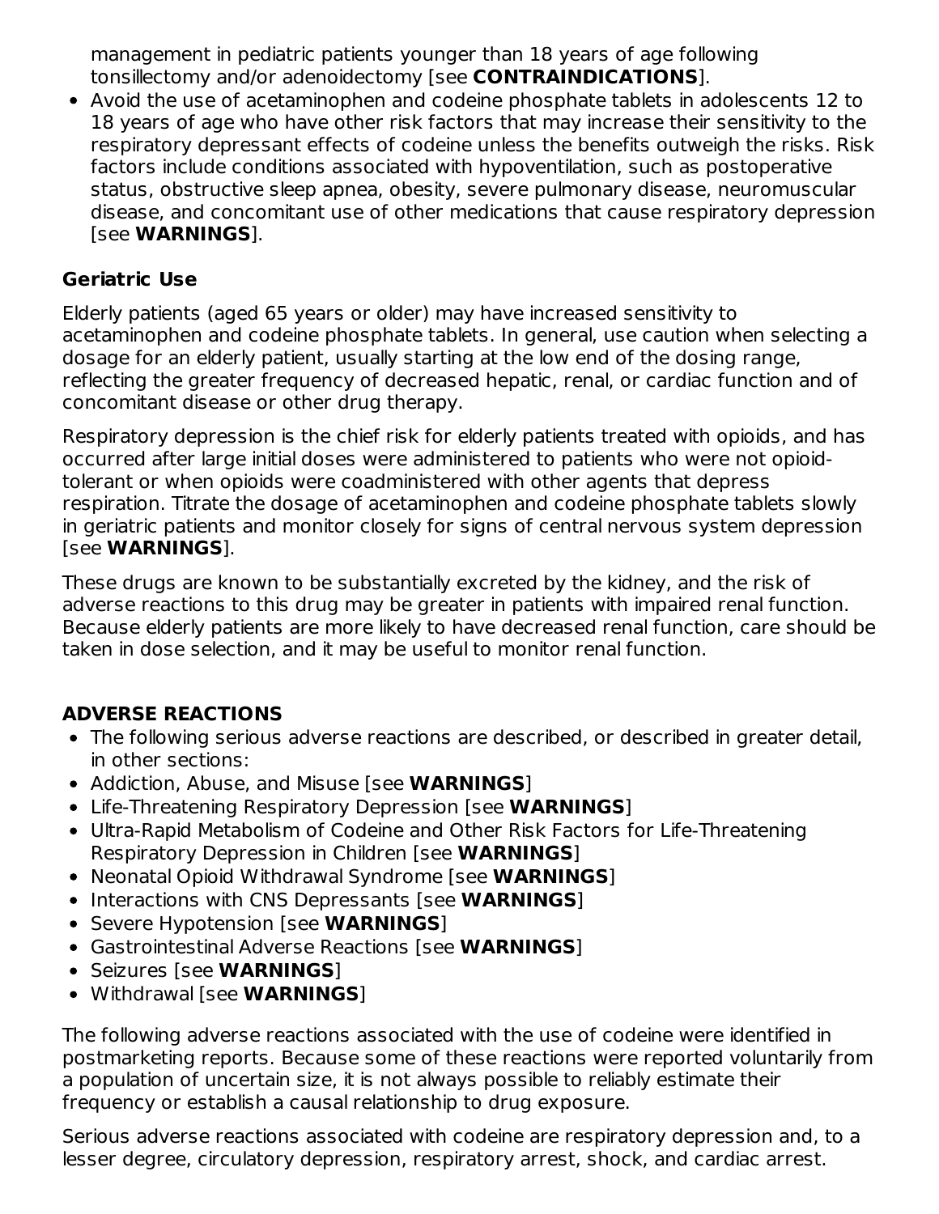management in pediatric patients younger than 18 years of age following tonsillectomy and/or adenoidectomy [see **CONTRAINDICATIONS**].

- Avoid the use of acetaminophen and codeine phosphate tablets in adolescents 12 to 18 years of age who have other risk factors that may increase their sensitivity to the respiratory depressant effects of codeine unless the benefits outweigh the risks. Risk factors include conditions associated with hypoventilation, such as postoperative status, obstructive sleep apnea, obesity, severe pulmonary disease, neuromuscular disease, and concomitant use of other medications that cause respiratory depression [see **WARNINGS**].

### Geriatric Use

Elderly patients (aged 65 years or older) may have increased sensitivity to acetaminophen and codeine phosphate tablets. In general, use caution when selecting a dosage for an elderly patient, usually starting at the low end of the dosing range, reflecting the greater frequency of decreased hepatic, renal, or cardiac function and of concomitant disease or other drug therapy.

Respiratory depression is the chief risk for elderly patients treated with opioids, and has occurred after large initial doses were administered to patients who were not opioid-tolerant or when opioids were coadministered with other agents that depress respiration. Titrate the dosage of acetaminophen and codeine phosphate tablets slowly in geriatric patients and monitor closely for signs of central nervous system depression [see **WARNINGS**].

These drugs are known to be substantially excreted by the kidney, and the risk of adverse reactions to this drug may be greater in patients with impaired renal function. Because elderly patients are more likely to have decreased renal function, care should be taken in dose selection, and it may be useful to monitor renal function.

## ADVERSE REACTIONS

- The following serious adverse reactions are described, or described in greater detail, in other sections:
- Addiction, Abuse, and Misuse [see **WARNINGS**]
- Life-Threatening Respiratory Depression [see **WARNINGS**]
- Ultra-Rapid Metabolism of Codeine and Other Risk Factors for Life-Threatening Respiratory Depression in Children [see **WARNINGS**]
- Neonatal Opioid Withdrawal Syndrome [see **WARNINGS**]
- Interactions with CNS Depressants [see **WARNINGS**]
- Severe Hypotension [see **WARNINGS**]
- Gastrointestinal Adverse Reactions [see **WARNINGS**]
- Seizures [see **WARNINGS**]
- Withdrawal [see **WARNINGS**]

The following adverse reactions associated with the use of codeine were identified in postmarketing reports. Because some of these reactions were reported voluntarily from a population of uncertain size, it is not always possible to reliably estimate their frequency or establish a causal relationship to drug exposure.

Serious adverse reactions associated with codeine are respiratory depression and, to a lesser degree, circulatory depression, respiratory arrest, shock, and cardiac arrest.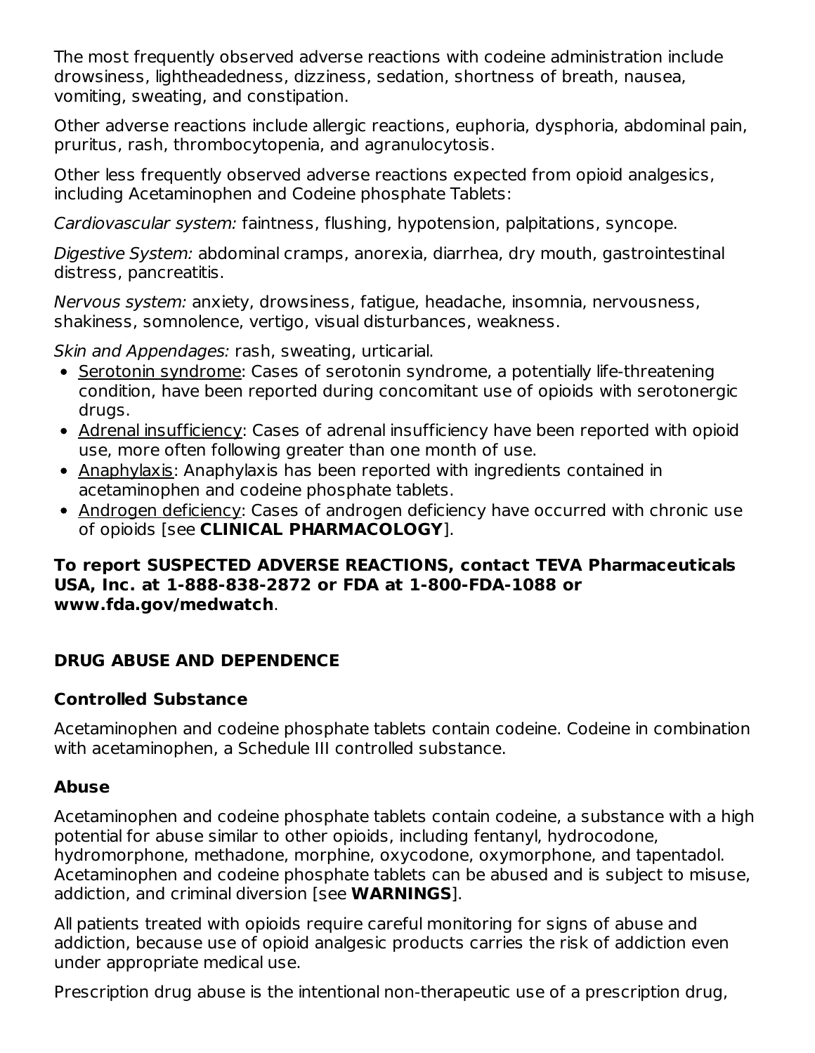The most frequently observed adverse reactions with codeine administration include drowsiness, lightheadedness, dizziness, sedation, shortness of breath, nausea, vomiting, sweating, and constipation.

Other adverse reactions include allergic reactions, euphoria, dysphoria, abdominal pain, pruritus, rash, thrombocytopenia, and agranulocytosis.

Other less frequently observed adverse reactions expected from opioid analgesics, including Acetaminophen and Codeine phosphate Tablets:

*Cardiovascular system:* faintness, flushing, hypotension, palpitations, syncope.

*Digestive System:* abdominal cramps, anorexia, diarrhea, dry mouth, gastrointestinal distress, pancreatitis.

*Nervous system:* anxiety, drowsiness, fatigue, headache, insomnia, nervousness, shakiness, somnolence, vertigo, visual disturbances, weakness.

*Skin and Appendages:* rash, sweating, urticarial.

- <u>Serotonin syndrome</u>: Cases of serotonin syndrome, a potentially life-threatening condition, have been reported during concomitant use of opioids with serotonergic drugs.
- <u>Adrenal insufficiency</u>: Cases of adrenal insufficiency have been reported with opioid use, more often following greater than one month of use.
- <u>Anaphylaxis</u>: Anaphylaxis has been reported with ingredients contained in acetaminophen and codeine phosphate tablets.
- <u>Androgen deficiency</u>: Cases of androgen deficiency have occurred with chronic use of opioids [see **CLINICAL PHARMACOLOGY**].

**To report SUSPECTED ADVERSE REACTIONS, contact TEVA Pharmaceuticals USA, Inc. at 1-888-838-2872 or FDA at 1-800-FDA-1088 or www.fda.gov/medwatch**.

## DRUG ABUSE AND DEPENDENCE

### Controlled Substance

Acetaminophen and codeine phosphate tablets contain codeine. Codeine in combination with acetaminophen, a Schedule III controlled substance.

### Abuse

Acetaminophen and codeine phosphate tablets contain codeine, a substance with a high potential for abuse similar to other opioids, including fentanyl, hydrocodone, hydromorphone, methadone, morphine, oxycodone, oxymorphone, and tapentadol. Acetaminophen and codeine phosphate tablets can be abused and is subject to misuse, addiction, and criminal diversion [see **WARNINGS**].

All patients treated with opioids require careful monitoring for signs of abuse and addiction, because use of opioid analgesic products carries the risk of addiction even under appropriate medical use.

Prescription drug abuse is the intentional non-therapeutic use of a prescription drug,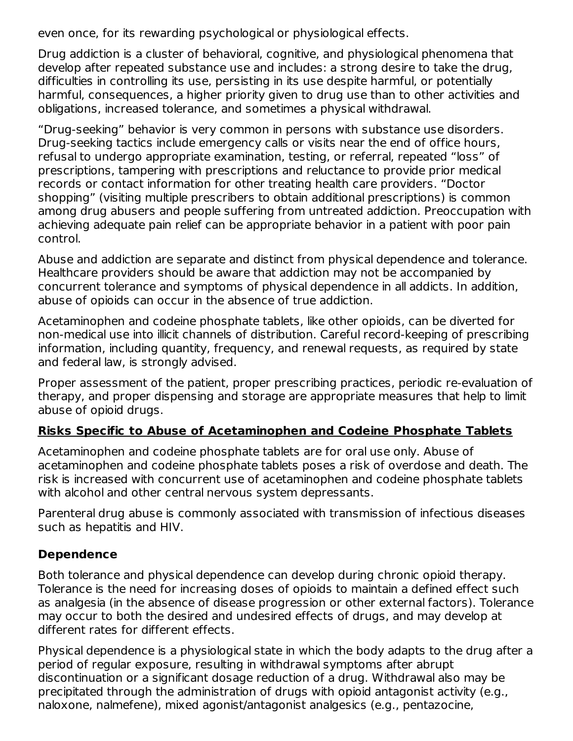even once, for its rewarding psychological or physiological effects.

Drug addiction is a cluster of behavioral, cognitive, and physiological phenomena that develop after repeated substance use and includes: a strong desire to take the drug, difficulties in controlling its use, persisting in its use despite harmful, or potentially harmful, consequences, a higher priority given to drug use than to other activities and obligations, increased tolerance, and sometimes a physical withdrawal.

"Drug-seeking" behavior is very common in persons with substance use disorders. Drug-seeking tactics include emergency calls or visits near the end of office hours, refusal to undergo appropriate examination, testing, or referral, repeated "loss" of prescriptions, tampering with prescriptions and reluctance to provide prior medical records or contact information for other treating health care providers. "Doctor shopping" (visiting multiple prescribers to obtain additional prescriptions) is common among drug abusers and people suffering from untreated addiction. Preoccupation with achieving adequate pain relief can be appropriate behavior in a patient with poor pain control.

Abuse and addiction are separate and distinct from physical dependence and tolerance. Healthcare providers should be aware that addiction may not be accompanied by concurrent tolerance and symptoms of physical dependence in all addicts. In addition, abuse of opioids can occur in the absence of true addiction.

Acetaminophen and codeine phosphate tablets, like other opioids, can be diverted for non-medical use into illicit channels of distribution. Careful record-keeping of prescribing information, including quantity, frequency, and renewal requests, as required by state and federal law, is strongly advised.

Proper assessment of the patient, proper prescribing practices, periodic re-evaluation of therapy, and proper dispensing and storage are appropriate measures that help to limit abuse of opioid drugs.

**Risks Specific to Abuse of Acetaminophen and Codeine Phosphate Tablets**

Acetaminophen and codeine phosphate tablets are for oral use only. Abuse of acetaminophen and codeine phosphate tablets poses a risk of overdose and death. The risk is increased with concurrent use of acetaminophen and codeine phosphate tablets with alcohol and other central nervous system depressants.

Parenteral drug abuse is commonly associated with transmission of infectious diseases such as hepatitis and HIV.

### Dependence

Both tolerance and physical dependence can develop during chronic opioid therapy. Tolerance is the need for increasing doses of opioids to maintain a defined effect such as analgesia (in the absence of disease progression or other external factors). Tolerance may occur to both the desired and undesired effects of drugs, and may develop at different rates for different effects.

Physical dependence is a physiological state in which the body adapts to the drug after a period of regular exposure, resulting in withdrawal symptoms after abrupt discontinuation or a significant dosage reduction of a drug. Withdrawal also may be precipitated through the administration of drugs with opioid antagonist activity (e.g., naloxone, nalmefene), mixed agonist/antagonist analgesics (e.g., pentazocine,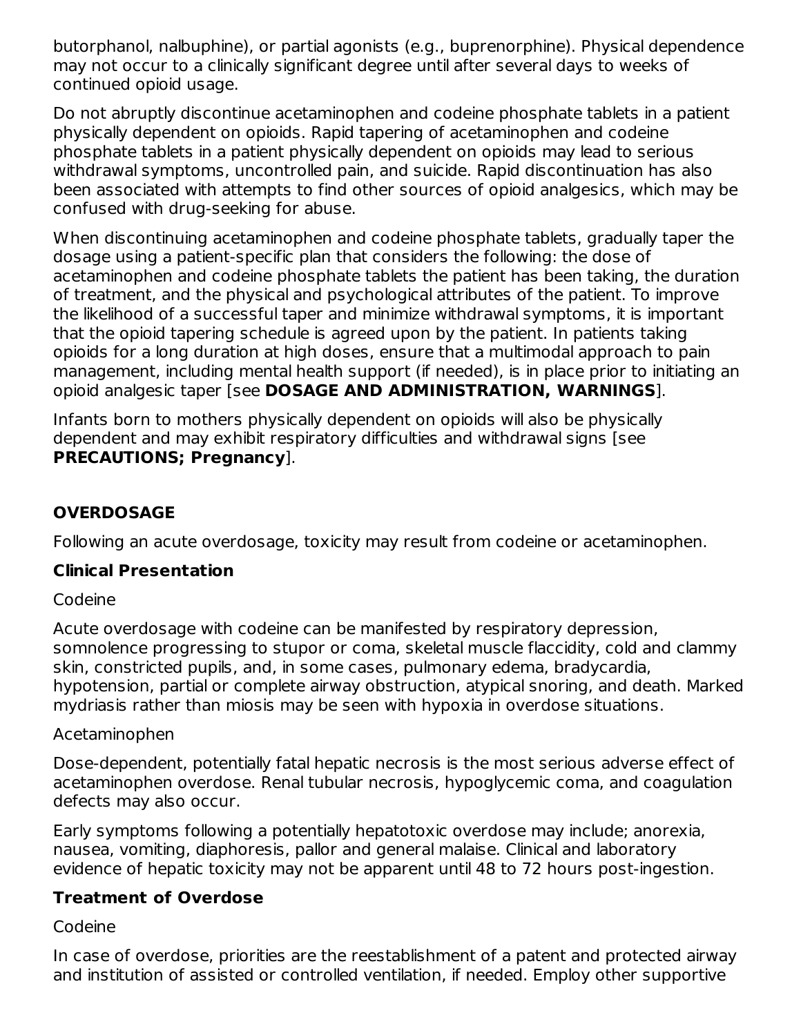butorphanol, nalbuphine), or partial agonists (e.g., buprenorphine). Physical dependence may not occur to a clinically significant degree until after several days to weeks of continued opioid usage.

Do not abruptly discontinue acetaminophen and codeine phosphate tablets in a patient physically dependent on opioids. Rapid tapering of acetaminophen and codeine phosphate tablets in a patient physically dependent on opioids may lead to serious withdrawal symptoms, uncontrolled pain, and suicide. Rapid discontinuation has also been associated with attempts to find other sources of opioid analgesics, which may be confused with drug-seeking for abuse.

When discontinuing acetaminophen and codeine phosphate tablets, gradually taper the dosage using a patient-specific plan that considers the following: the dose of acetaminophen and codeine phosphate tablets the patient has been taking, the duration of treatment, and the physical and psychological attributes of the patient. To improve the likelihood of a successful taper and minimize withdrawal symptoms, it is important that the opioid tapering schedule is agreed upon by the patient. In patients taking opioids for a long duration at high doses, ensure that a multimodal approach to pain management, including mental health support (if needed), is in place prior to initiating an opioid analgesic taper [see **DOSAGE AND ADMINISTRATION, WARNINGS**].

Infants born to mothers physically dependent on opioids will also be physically dependent and may exhibit respiratory difficulties and withdrawal signs [see **PRECAUTIONS; Pregnancy**].

## OVERDOSAGE

Following an acute overdosage, toxicity may result from codeine or acetaminophen.

### Clinical Presentation

Codeine

Acute overdosage with codeine can be manifested by respiratory depression, somnolence progressing to stupor or coma, skeletal muscle flaccidity, cold and clammy skin, constricted pupils, and, in some cases, pulmonary edema, bradycardia, hypotension, partial or complete airway obstruction, atypical snoring, and death. Marked mydriasis rather than miosis may be seen with hypoxia in overdose situations.

Acetaminophen

Dose-dependent, potentially fatal hepatic necrosis is the most serious adverse effect of acetaminophen overdose. Renal tubular necrosis, hypoglycemic coma, and coagulation defects may also occur.

Early symptoms following a potentially hepatotoxic overdose may include; anorexia, nausea, vomiting, diaphoresis, pallor and general malaise. Clinical and laboratory evidence of hepatic toxicity may not be apparent until 48 to 72 hours post-ingestion.

### Treatment of Overdose

Codeine

In case of overdose, priorities are the reestablishment of a patent and protected airway and institution of assisted or controlled ventilation, if needed. Employ other supportive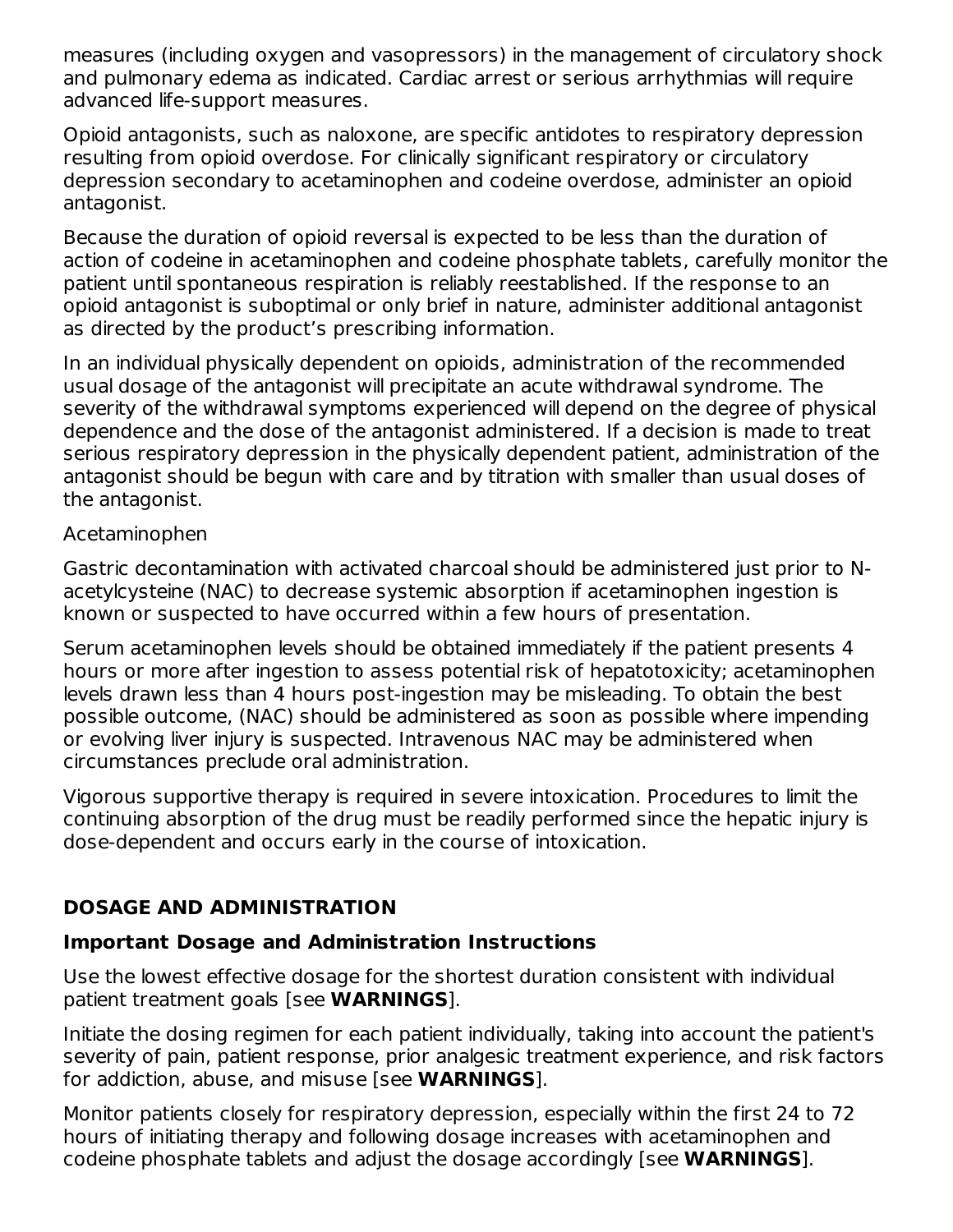measures (including oxygen and vasopressors) in the management of circulatory shock and pulmonary edema as indicated. Cardiac arrest or serious arrhythmias will require advanced life-support measures.

Opioid antagonists, such as naloxone, are specific antidotes to respiratory depression resulting from opioid overdose. For clinically significant respiratory or circulatory depression secondary to acetaminophen and codeine overdose, administer an opioid antagonist.

Because the duration of opioid reversal is expected to be less than the duration of action of codeine in acetaminophen and codeine phosphate tablets, carefully monitor the patient until spontaneous respiration is reliably reestablished. If the response to an opioid antagonist is suboptimal or only brief in nature, administer additional antagonist as directed by the product's prescribing information.

In an individual physically dependent on opioids, administration of the recommended usual dosage of the antagonist will precipitate an acute withdrawal syndrome. The severity of the withdrawal symptoms experienced will depend on the degree of physical dependence and the dose of the antagonist administered. If a decision is made to treat serious respiratory depression in the physically dependent patient, administration of the antagonist should be begun with care and by titration with smaller than usual doses of the antagonist.

Acetaminophen

Gastric decontamination with activated charcoal should be administered just prior to N-acetylcysteine (NAC) to decrease systemic absorption if acetaminophen ingestion is known or suspected to have occurred within a few hours of presentation.

Serum acetaminophen levels should be obtained immediately if the patient presents 4 hours or more after ingestion to assess potential risk of hepatotoxicity; acetaminophen levels drawn less than 4 hours post-ingestion may be misleading. To obtain the best possible outcome, (NAC) should be administered as soon as possible where impending or evolving liver injury is suspected. Intravenous NAC may be administered when circumstances preclude oral administration.

Vigorous supportive therapy is required in severe intoxication. Procedures to limit the continuing absorption of the drug must be readily performed since the hepatic injury is dose-dependent and occurs early in the course of intoxication.

## DOSAGE AND ADMINISTRATION

### Important Dosage and Administration Instructions

Use the lowest effective dosage for the shortest duration consistent with individual patient treatment goals [see **WARNINGS**].

Initiate the dosing regimen for each patient individually, taking into account the patient's severity of pain, patient response, prior analgesic treatment experience, and risk factors for addiction, abuse, and misuse [see **WARNINGS**].

Monitor patients closely for respiratory depression, especially within the first 24 to 72 hours of initiating therapy and following dosage increases with acetaminophen and codeine phosphate tablets and adjust the dosage accordingly [see **WARNINGS**].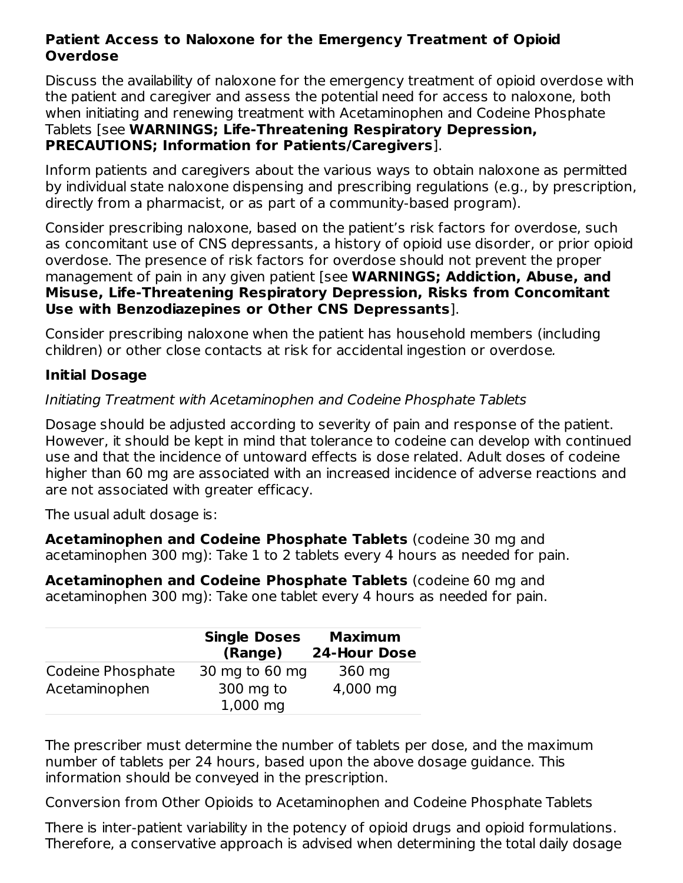**Patient Access to Naloxone for the Emergency Treatment of Opioid Overdose**

Discuss the availability of naloxone for the emergency treatment of opioid overdose with the patient and caregiver and assess the potential need for access to naloxone, both when initiating and renewing treatment with Acetaminophen and Codeine Phosphate Tablets [see **WARNINGS; Life-Threatening Respiratory Depression, PRECAUTIONS; Information for Patients/Caregivers**].

Inform patients and caregivers about the various ways to obtain naloxone as permitted by individual state naloxone dispensing and prescribing regulations (e.g., by prescription, directly from a pharmacist, or as part of a community-based program).

Consider prescribing naloxone, based on the patient's risk factors for overdose, such as concomitant use of CNS depressants, a history of opioid use disorder, or prior opioid overdose. The presence of risk factors for overdose should not prevent the proper management of pain in any given patient [see **WARNINGS; Addiction, Abuse, and Misuse, Life-Threatening Respiratory Depression, Risks from Concomitant Use with Benzodiazepines or Other CNS Depressants**].

Consider prescribing naloxone when the patient has household members (including children) or other close contacts at risk for accidental ingestion or overdose.

**Initial Dosage**

*Initiating Treatment with Acetaminophen and Codeine Phosphate Tablets*

Dosage should be adjusted according to severity of pain and response of the patient. However, it should be kept in mind that tolerance to codeine can develop with continued use and that the incidence of untoward effects is dose related. Adult doses of codeine higher than 60 mg are associated with an increased incidence of adverse reactions and are not associated with greater efficacy.

The usual adult dosage is:

**Acetaminophen and Codeine Phosphate Tablets** (codeine 30 mg and acetaminophen 300 mg): Take 1 to 2 tablets every 4 hours as needed for pain.

**Acetaminophen and Codeine Phosphate Tablets** (codeine 60 mg and acetaminophen 300 mg): Take one tablet every 4 hours as needed for pain.

| | **Single Doses (Range)** | **Maximum 24-Hour Dose** |
|---|---|---|
| Codeine Phosphate | 30 mg to 60 mg | 360 mg |
| Acetaminophen | 300 mg to 1,000 mg | 4,000 mg |

The prescriber must determine the number of tablets per dose, and the maximum number of tablets per 24 hours, based upon the above dosage guidance. This information should be conveyed in the prescription.

Conversion from Other Opioids to Acetaminophen and Codeine Phosphate Tablets

There is inter-patient variability in the potency of opioid drugs and opioid formulations. Therefore, a conservative approach is advised when determining the total daily dosage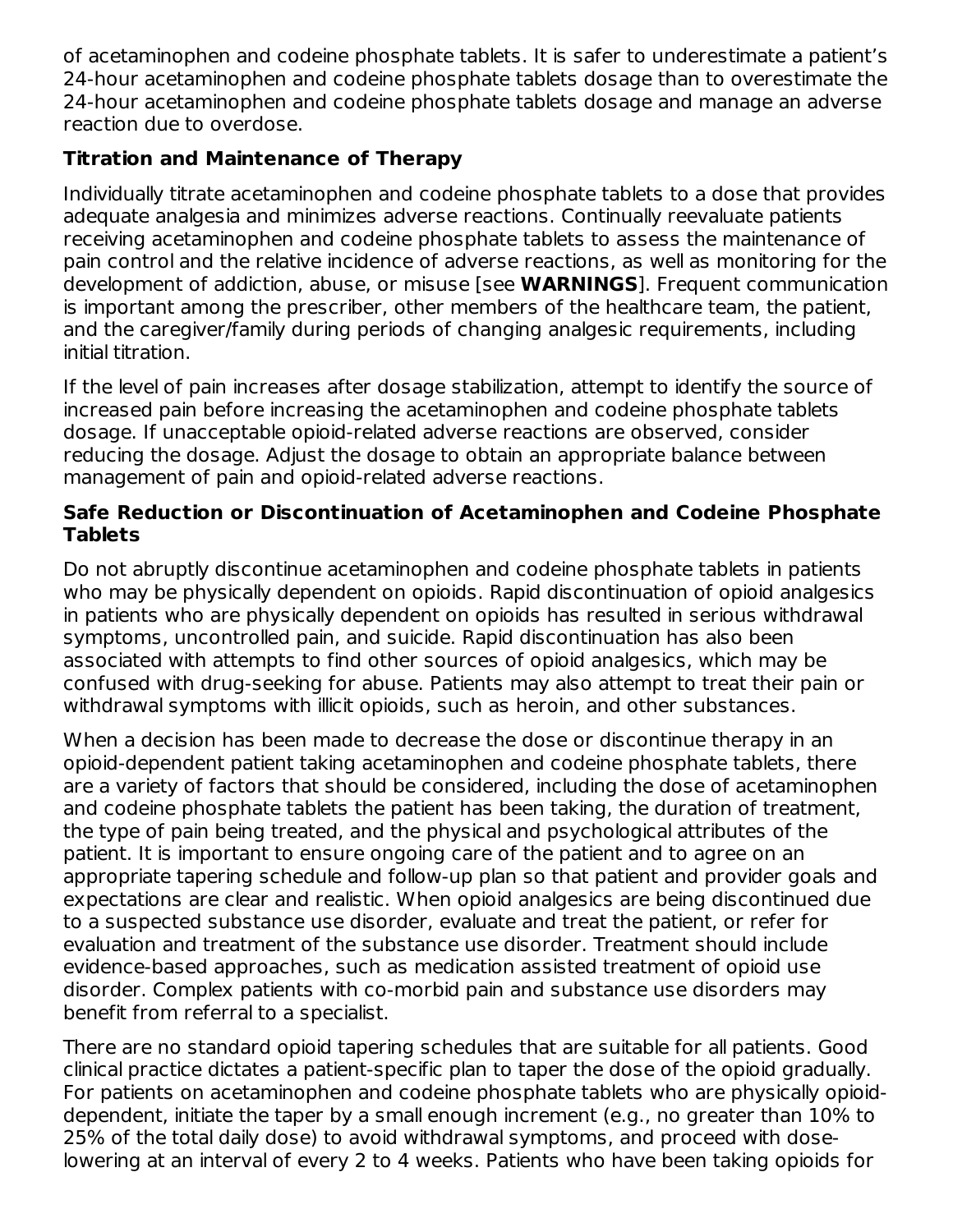of acetaminophen and codeine phosphate tablets. It is safer to underestimate a patient's 24-hour acetaminophen and codeine phosphate tablets dosage than to overestimate the 24-hour acetaminophen and codeine phosphate tablets dosage and manage an adverse reaction due to overdose.

**Titration and Maintenance of Therapy**

Individually titrate acetaminophen and codeine phosphate tablets to a dose that provides adequate analgesia and minimizes adverse reactions. Continually reevaluate patients receiving acetaminophen and codeine phosphate tablets to assess the maintenance of pain control and the relative incidence of adverse reactions, as well as monitoring for the development of addiction, abuse, or misuse [see **WARNINGS**]. Frequent communication is important among the prescriber, other members of the healthcare team, the patient, and the caregiver/family during periods of changing analgesic requirements, including initial titration.

If the level of pain increases after dosage stabilization, attempt to identify the source of increased pain before increasing the acetaminophen and codeine phosphate tablets dosage. If unacceptable opioid-related adverse reactions are observed, consider reducing the dosage. Adjust the dosage to obtain an appropriate balance between management of pain and opioid-related adverse reactions.

**Safe Reduction or Discontinuation of Acetaminophen and Codeine Phosphate Tablets**

Do not abruptly discontinue acetaminophen and codeine phosphate tablets in patients who may be physically dependent on opioids. Rapid discontinuation of opioid analgesics in patients who are physically dependent on opioids has resulted in serious withdrawal symptoms, uncontrolled pain, and suicide. Rapid discontinuation has also been associated with attempts to find other sources of opioid analgesics, which may be confused with drug-seeking for abuse. Patients may also attempt to treat their pain or withdrawal symptoms with illicit opioids, such as heroin, and other substances.

When a decision has been made to decrease the dose or discontinue therapy in an opioid-dependent patient taking acetaminophen and codeine phosphate tablets, there are a variety of factors that should be considered, including the dose of acetaminophen and codeine phosphate tablets the patient has been taking, the duration of treatment, the type of pain being treated, and the physical and psychological attributes of the patient. It is important to ensure ongoing care of the patient and to agree on an appropriate tapering schedule and follow-up plan so that patient and provider goals and expectations are clear and realistic. When opioid analgesics are being discontinued due to a suspected substance use disorder, evaluate and treat the patient, or refer for evaluation and treatment of the substance use disorder. Treatment should include evidence-based approaches, such as medication assisted treatment of opioid use disorder. Complex patients with co-morbid pain and substance use disorders may benefit from referral to a specialist.

There are no standard opioid tapering schedules that are suitable for all patients. Good clinical practice dictates a patient-specific plan to taper the dose of the opioid gradually. For patients on acetaminophen and codeine phosphate tablets who are physically opioid-dependent, initiate the taper by a small enough increment (e.g., no greater than 10% to 25% of the total daily dose) to avoid withdrawal symptoms, and proceed with dose-lowering at an interval of every 2 to 4 weeks. Patients who have been taking opioids for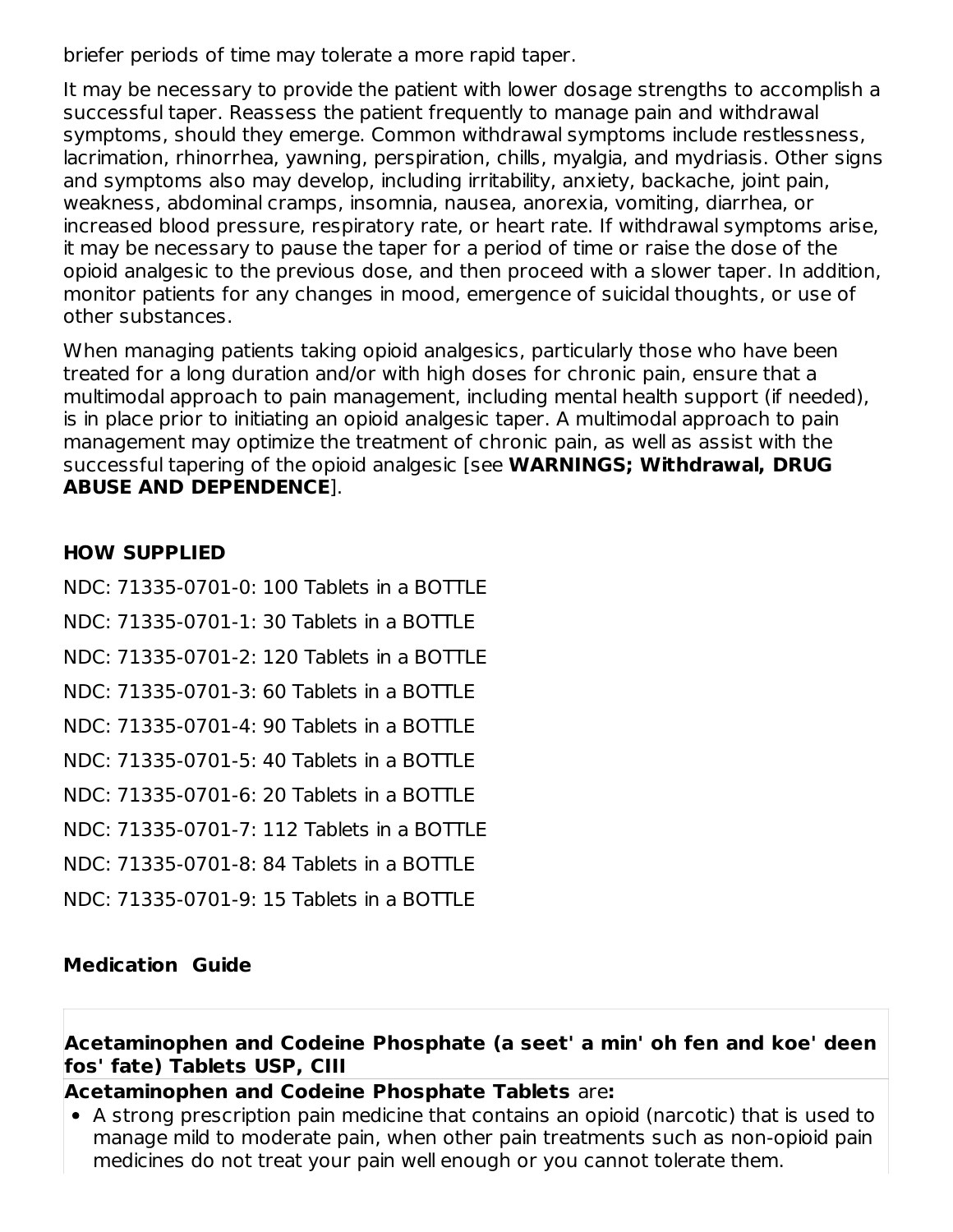briefer periods of time may tolerate a more rapid taper.

It may be necessary to provide the patient with lower dosage strengths to accomplish a successful taper. Reassess the patient frequently to manage pain and withdrawal symptoms, should they emerge. Common withdrawal symptoms include restlessness, lacrimation, rhinorrhea, yawning, perspiration, chills, myalgia, and mydriasis. Other signs and symptoms also may develop, including irritability, anxiety, backache, joint pain, weakness, abdominal cramps, insomnia, nausea, anorexia, vomiting, diarrhea, or increased blood pressure, respiratory rate, or heart rate. If withdrawal symptoms arise, it may be necessary to pause the taper for a period of time or raise the dose of the opioid analgesic to the previous dose, and then proceed with a slower taper. In addition, monitor patients for any changes in mood, emergence of suicidal thoughts, or use of other substances.

When managing patients taking opioid analgesics, particularly those who have been treated for a long duration and/or with high doses for chronic pain, ensure that a multimodal approach to pain management, including mental health support (if needed), is in place prior to initiating an opioid analgesic taper. A multimodal approach to pain management may optimize the treatment of chronic pain, as well as assist with the successful tapering of the opioid analgesic [see **WARNINGS; Withdrawal, DRUG ABUSE AND DEPENDENCE**].

## HOW SUPPLIED

NDC: 71335-0701-0: 100 Tablets in a BOTTLE

NDC: 71335-0701-1: 30 Tablets in a BOTTLE

NDC: 71335-0701-2: 120 Tablets in a BOTTLE

NDC: 71335-0701-3: 60 Tablets in a BOTTLE

NDC: 71335-0701-4: 90 Tablets in a BOTTLE

NDC: 71335-0701-5: 40 Tablets in a BOTTLE

NDC: 71335-0701-6: 20 Tablets in a BOTTLE

NDC: 71335-0701-7: 112 Tablets in a BOTTLE

NDC: 71335-0701-8: 84 Tablets in a BOTTLE

NDC: 71335-0701-9: 15 Tablets in a BOTTLE

## Medication Guide

**Acetaminophen and Codeine Phosphate (a seet' a min' oh fen and koe' deen fos' fate) Tablets USP, CIII**

**Acetaminophen and Codeine Phosphate Tablets** are**:**

- A strong prescription pain medicine that contains an opioid (narcotic) that is used to manage mild to moderate pain, when other pain treatments such as non-opioid pain medicines do not treat your pain well enough or you cannot tolerate them.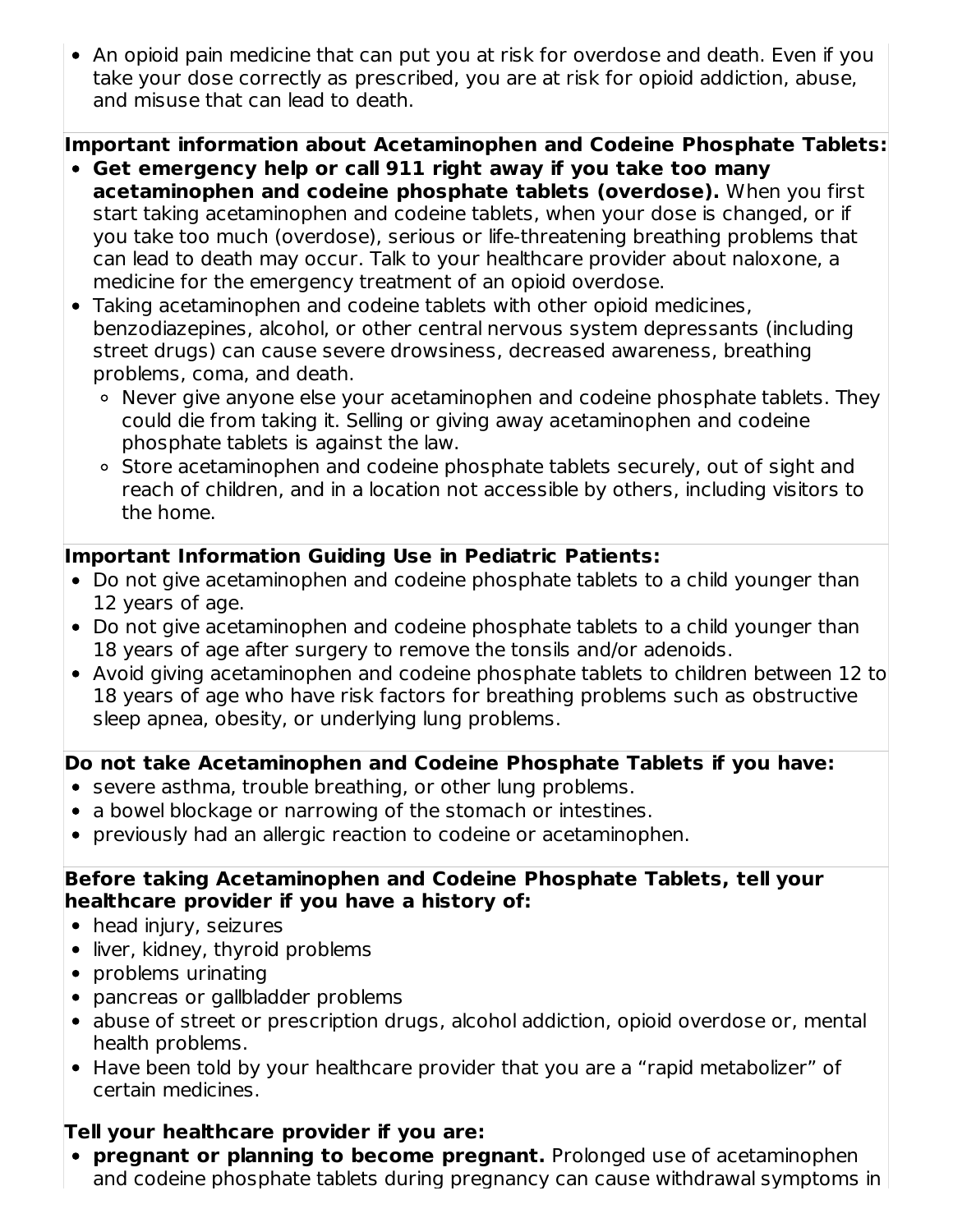- An opioid pain medicine that can put you at risk for overdose and death. Even if you take your dose correctly as prescribed, you are at risk for opioid addiction, abuse, and misuse that can lead to death.

**Important information about Acetaminophen and Codeine Phosphate Tablets:**

- **Get emergency help or call 911 right away if you take too many acetaminophen and codeine phosphate tablets (overdose).** When you first start taking acetaminophen and codeine tablets, when your dose is changed, or if you take too much (overdose), serious or life-threatening breathing problems that can lead to death may occur. Talk to your healthcare provider about naloxone, a medicine for the emergency treatment of an opioid overdose.
- Taking acetaminophen and codeine tablets with other opioid medicines, benzodiazepines, alcohol, or other central nervous system depressants (including street drugs) can cause severe drowsiness, decreased awareness, breathing problems, coma, and death.
  - Never give anyone else your acetaminophen and codeine phosphate tablets. They could die from taking it. Selling or giving away acetaminophen and codeine phosphate tablets is against the law.
  - Store acetaminophen and codeine phosphate tablets securely, out of sight and reach of children, and in a location not accessible by others, including visitors to the home.

**Important Information Guiding Use in Pediatric Patients:**

- Do not give acetaminophen and codeine phosphate tablets to a child younger than 12 years of age.
- Do not give acetaminophen and codeine phosphate tablets to a child younger than 18 years of age after surgery to remove the tonsils and/or adenoids.
- Avoid giving acetaminophen and codeine phosphate tablets to children between 12 to 18 years of age who have risk factors for breathing problems such as obstructive sleep apnea, obesity, or underlying lung problems.

**Do not take Acetaminophen and Codeine Phosphate Tablets if you have:**

- severe asthma, trouble breathing, or other lung problems.
- a bowel blockage or narrowing of the stomach or intestines.
- previously had an allergic reaction to codeine or acetaminophen.

**Before taking Acetaminophen and Codeine Phosphate Tablets, tell your healthcare provider if you have a history of:**

- head injury, seizures
- liver, kidney, thyroid problems
- problems urinating
- pancreas or gallbladder problems
- abuse of street or prescription drugs, alcohol addiction, opioid overdose or, mental health problems.
- Have been told by your healthcare provider that you are a "rapid metabolizer" of certain medicines.

**Tell your healthcare provider if you are:**

- **pregnant or planning to become pregnant.** Prolonged use of acetaminophen and codeine phosphate tablets during pregnancy can cause withdrawal symptoms in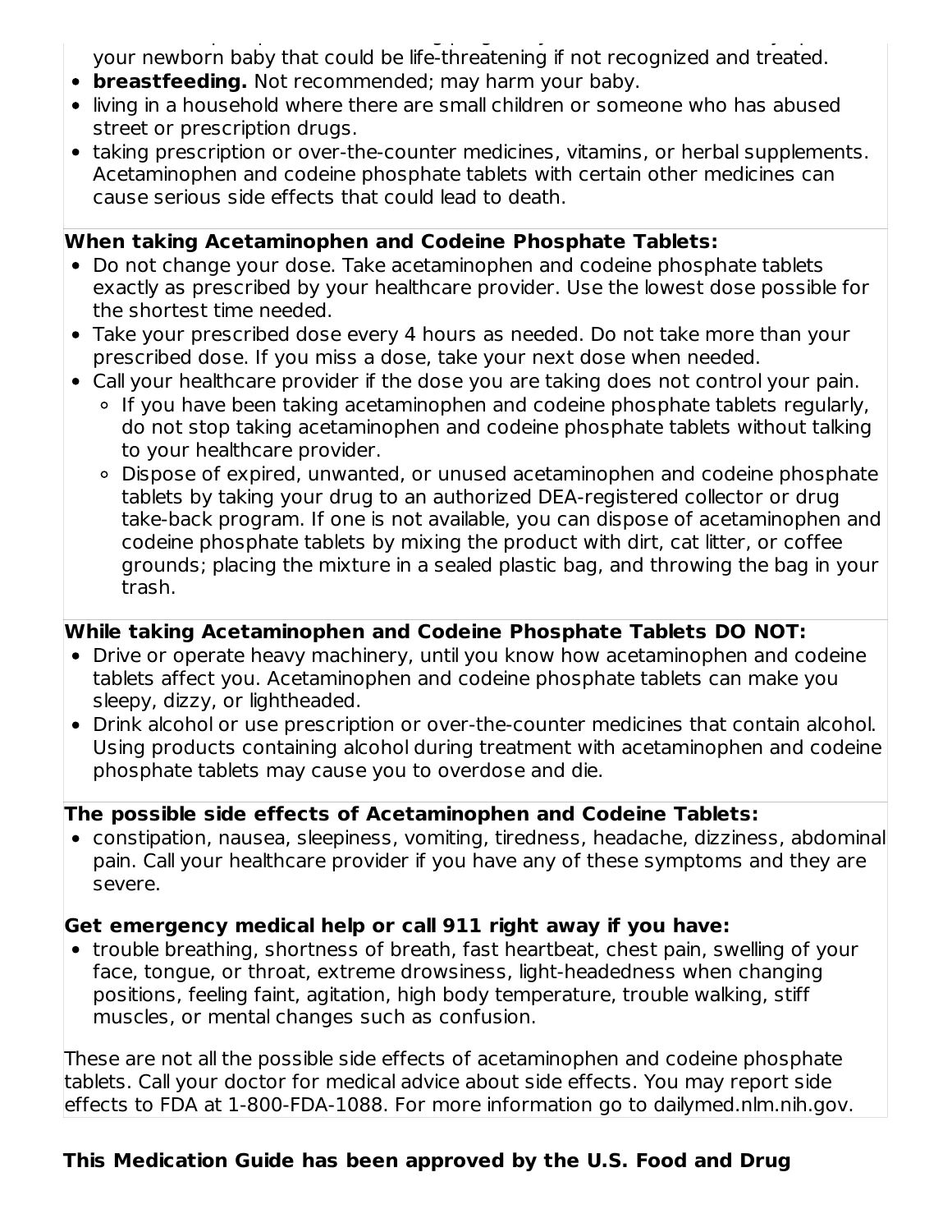your newborn baby that could be life-threatening if not recognized and treated.
- **breastfeeding.** Not recommended; may harm your baby.
- living in a household where there are small children or someone who has abused street or prescription drugs.
- taking prescription or over-the-counter medicines, vitamins, or herbal supplements. Acetaminophen and codeine phosphate tablets with certain other medicines can cause serious side effects that could lead to death.

**When taking Acetaminophen and Codeine Phosphate Tablets:**

- Do not change your dose. Take acetaminophen and codeine phosphate tablets exactly as prescribed by your healthcare provider. Use the lowest dose possible for the shortest time needed.
- Take your prescribed dose every 4 hours as needed. Do not take more than your prescribed dose. If you miss a dose, take your next dose when needed.
- Call your healthcare provider if the dose you are taking does not control your pain.
  - If you have been taking acetaminophen and codeine phosphate tablets regularly, do not stop taking acetaminophen and codeine phosphate tablets without talking to your healthcare provider.
  - Dispose of expired, unwanted, or unused acetaminophen and codeine phosphate tablets by taking your drug to an authorized DEA-registered collector or drug take-back program. If one is not available, you can dispose of acetaminophen and codeine phosphate tablets by mixing the product with dirt, cat litter, or coffee grounds; placing the mixture in a sealed plastic bag, and throwing the bag in your trash.

**While taking Acetaminophen and Codeine Phosphate Tablets DO NOT:**

- Drive or operate heavy machinery, until you know how acetaminophen and codeine tablets affect you. Acetaminophen and codeine phosphate tablets can make you sleepy, dizzy, or lightheaded.
- Drink alcohol or use prescription or over-the-counter medicines that contain alcohol. Using products containing alcohol during treatment with acetaminophen and codeine phosphate tablets may cause you to overdose and die.

**The possible side effects of Acetaminophen and Codeine Tablets:**

- constipation, nausea, sleepiness, vomiting, tiredness, headache, dizziness, abdominal pain. Call your healthcare provider if you have any of these symptoms and they are severe.

**Get emergency medical help or call 911 right away if you have:**

- trouble breathing, shortness of breath, fast heartbeat, chest pain, swelling of your face, tongue, or throat, extreme drowsiness, light-headedness when changing positions, feeling faint, agitation, high body temperature, trouble walking, stiff muscles, or mental changes such as confusion.

These are not all the possible side effects of acetaminophen and codeine phosphate tablets. Call your doctor for medical advice about side effects. You may report side effects to FDA at 1-800-FDA-1088. For more information go to dailymed.nlm.nih.gov.

**This Medication Guide has been approved by the U.S. Food and Drug**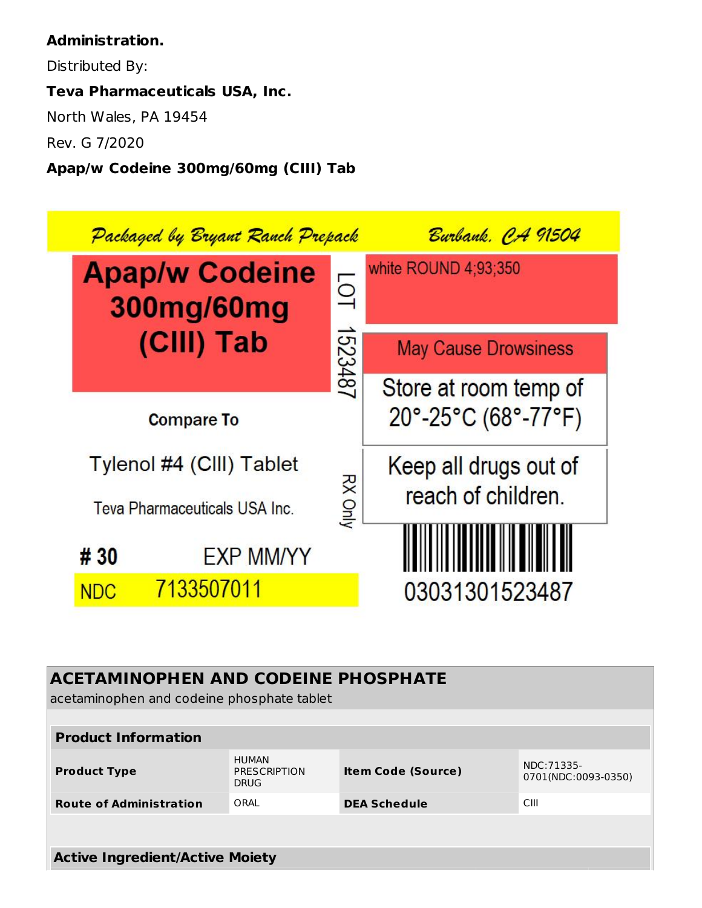**Administration.**

Distributed By:

**Teva Pharmaceuticals USA, Inc.**

North Wales, PA 19454

Rev. G 7/2020

**Apap/w Codeine 300mg/60mg (CIII) Tab**

Packaged by Bryant Ranch Prepack Burbank, CA 91504

**Apap/w Codeine 300mg/60mg (CIII) Tab**

LOT 1523487

white ROUND 4;93;350

May Cause Drowsiness

Store at room temp of 20°-25°C (68°-77°F)

Compare To

Tylenol #4 (CIII) Tablet

Teva Pharmaceuticals USA Inc.

RX Only

Keep all drugs out of reach of children.

**# 30** EXP MM/YY

NDC 7133507011

03031301523487

## ACETAMINOPHEN AND CODEINE PHOSPHATE

acetaminophen and codeine phosphate tablet

| **Product Information** | | | |
|---|---|---|---|
| **Product Type** | HUMAN PRESCRIPTION DRUG | **Item Code (Source)** | NDC:71335-0701(NDC:0093-0350) |
| **Route of Administration** | ORAL | **DEA Schedule** | CIII |

| **Active Ingredient/Active Moiety** |
|---|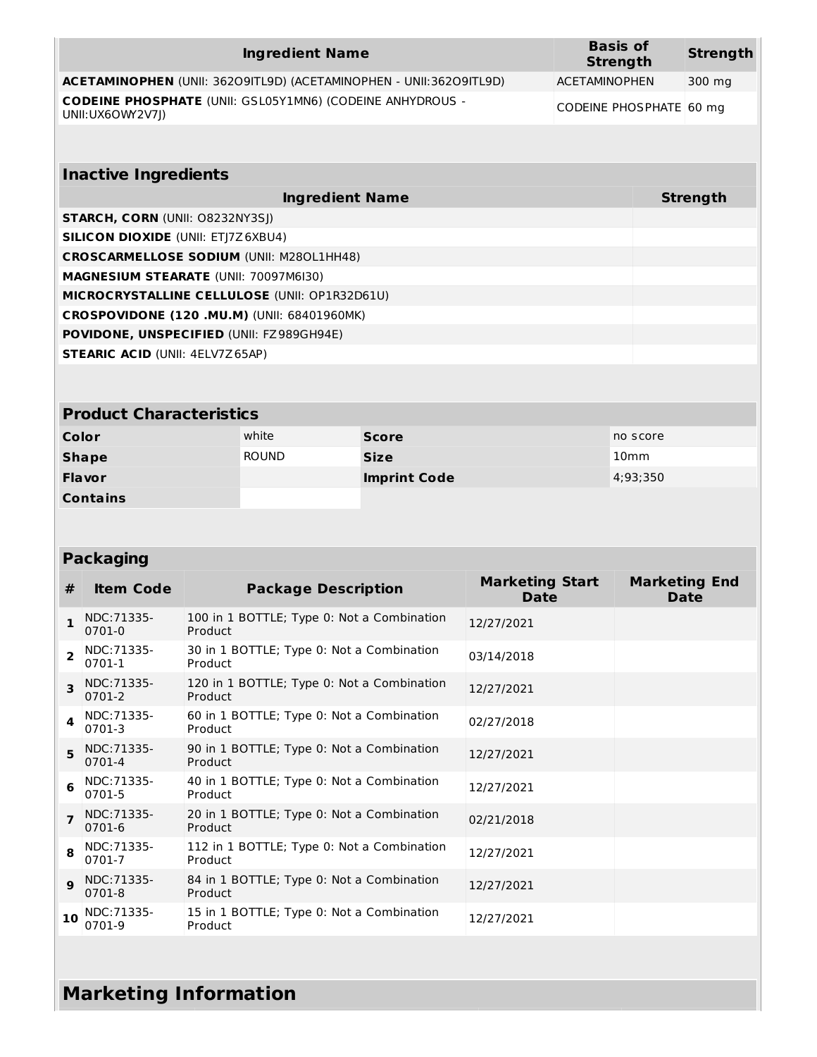| Ingredient Name | Basis of Strength | Strength |
|---|---|---|
| **ACETAMINOPHEN** (UNII: 362O9ITL9D) (ACETAMINOPHEN - UNII:362O9ITL9D) | ACETAMINOPHEN | 300 mg |
| **CODEINE PHOSPHATE** (UNII: GSL05Y1MN6) (CODEINE ANHYDROUS - UNII:UX6OWY2V7J) | CODEINE PHOSPHATE | 60 mg |

## Inactive Ingredients

| Ingredient Name | Strength |
|---|---|
| **STARCH, CORN** (UNII: O8232NY3SJ) | |
| **SILICON DIOXIDE** (UNII: ETJ7Z6XBU4) | |
| **CROSCARMELLOSE SODIUM** (UNII: M28OL1HH48) | |
| **MAGNESIUM STEARATE** (UNII: 70097M6I30) | |
| **MICROCRYSTALLINE CELLULOSE** (UNII: OP1R32D61U) | |
| **CROSPOVIDONE (120 .MU.M)** (UNII: 68401960MK) | |
| **POVIDONE, UNSPECIFIED** (UNII: FZ989GH94E) | |
| **STEARIC ACID** (UNII: 4ELV7Z65AP) | |

## Product Characteristics

| | | | |
|---|---|---|---|
| **Color** | white | **Score** | no score |
| **Shape** | ROUND | **Size** | 10mm |
| **Flavor** | | **Imprint Code** | 4;93;350 |
| **Contains** | | | |

## Packaging

| # | Item Code | Package Description | Marketing Start Date | Marketing End Date |
|---|---|---|---|---|
| 1 | NDC:71335-0701-0 | 100 in 1 BOTTLE; Type 0: Not a Combination Product | 12/27/2021 | |
| 2 | NDC:71335-0701-1 | 30 in 1 BOTTLE; Type 0: Not a Combination Product | 03/14/2018 | |
| 3 | NDC:71335-0701-2 | 120 in 1 BOTTLE; Type 0: Not a Combination Product | 12/27/2021 | |
| 4 | NDC:71335-0701-3 | 60 in 1 BOTTLE; Type 0: Not a Combination Product | 02/27/2018 | |
| 5 | NDC:71335-0701-4 | 90 in 1 BOTTLE; Type 0: Not a Combination Product | 12/27/2021 | |
| 6 | NDC:71335-0701-5 | 40 in 1 BOTTLE; Type 0: Not a Combination Product | 12/27/2021 | |
| 7 | NDC:71335-0701-6 | 20 in 1 BOTTLE; Type 0: Not a Combination Product | 02/21/2018 | |
| 8 | NDC:71335-0701-7 | 112 in 1 BOTTLE; Type 0: Not a Combination Product | 12/27/2021 | |
| 9 | NDC:71335-0701-8 | 84 in 1 BOTTLE; Type 0: Not a Combination Product | 12/27/2021 | |
| 10 | NDC:71335-0701-9 | 15 in 1 BOTTLE; Type 0: Not a Combination Product | 12/27/2021 | |

## Marketing Information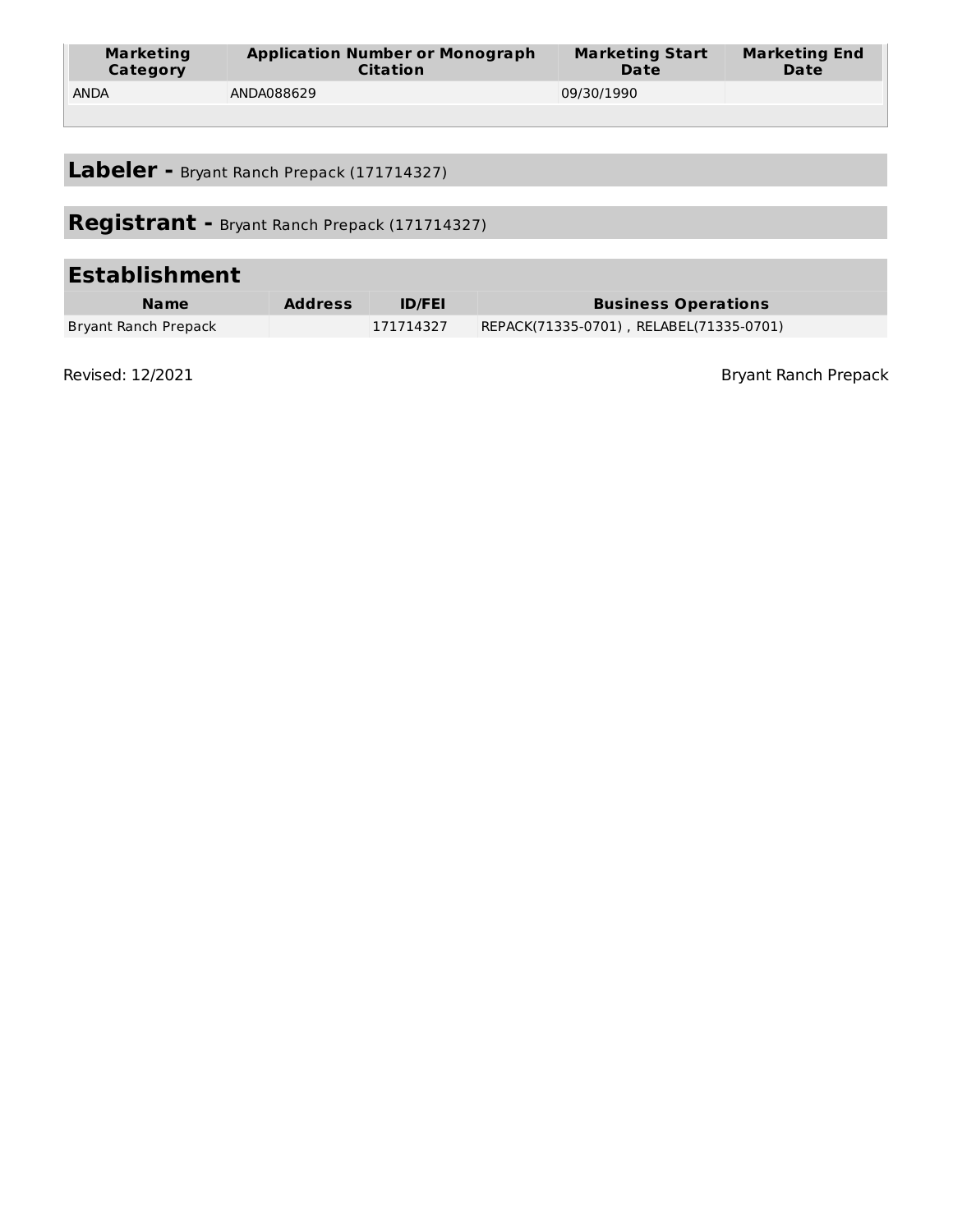| Marketing Category | Application Number or Monograph Citation | Marketing Start Date | Marketing End Date |
| --- | --- | --- | --- |
| ANDA | ANDA088629 | 09/30/1990 | |

## Labeler - Bryant Ranch Prepack (171714327)

## Registrant - Bryant Ranch Prepack (171714327)

## Establishment

| Name | Address | ID/FEI | Business Operations |
| --- | --- | --- | --- |
| Bryant Ranch Prepack | | 171714327 | REPACK(71335-0701) , RELABEL(71335-0701) |

Revised: 12/2021

Bryant Ranch Prepack